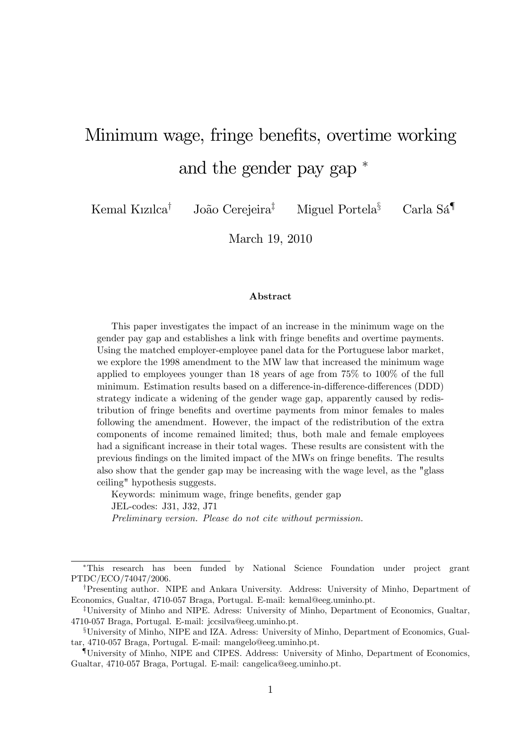# Minimum wage, fringe benefits, overtime working and the gender pay gap *

Kemal Kızılca[†] João Cerejeira[‡] Miguel Portela[§] Carla Sá[¶]

March 19, 2010

### Abstract

This paper investigates the impact of an increase in the minimum wage on the gender pay gap and establishes a link with fringe benefits and overtime payments. Using the matched employer-employee panel data for the Portuguese labor market, we explore the 1998 amendment to the MW law that increased the minimum wage applied to employees younger than 18 years of age from 75% to 100% of the full minimum. Estimation results based on a difference-in-difference-differences (DDD) strategy indicate a widening of the gender wage gap, apparently caused by redistribution of fringe benefits and overtime payments from minor females to males following the amendment. However, the impact of the redistribution of the extra components of income remained limited; thus, both male and female employees had a significant increase in their total wages. These results are consistent with the previous findings on the limited impact of the MWs on fringe benefits. The results also show that the gender gap may be increasing with the wage level, as the "glass ceiling" hypothesis suggests.

Keywords: minimum wage, fringe benefits, gender gap

JEL-codes: J31, J32, J71

*Preliminary version. Please do not cite without permission.*

---

*This research has been funded by National Science Foundation under project grant PTDC/ECO/74047/2006.

[†] Presenting author. NIPE and Ankara University. Address: University of Minho, Department of Economics, Gualtar, 4710-057 Braga, Portugal. E-mail: kemal@eeg.uminho.pt.

[‡] University of Minho and NIPE. Adress: University of Minho, Department of Economics, Gualtar, 4710-057 Braga, Portugal. E-mail: jccsilva@eeg.uminho.pt.

[§] University of Minho, NIPE and IZA. Adress: University of Minho, Department of Economics, Gualtar, 4710-057 Braga, Portugal. E-mail: mangelo@eeg.uminho.pt.

[¶] University of Minho, NIPE and CIPES. Address: University of Minho, Department of Economics, Gualtar, 4710-057 Braga, Portugal. E-mail: cangelica@eeg.uminho.pt.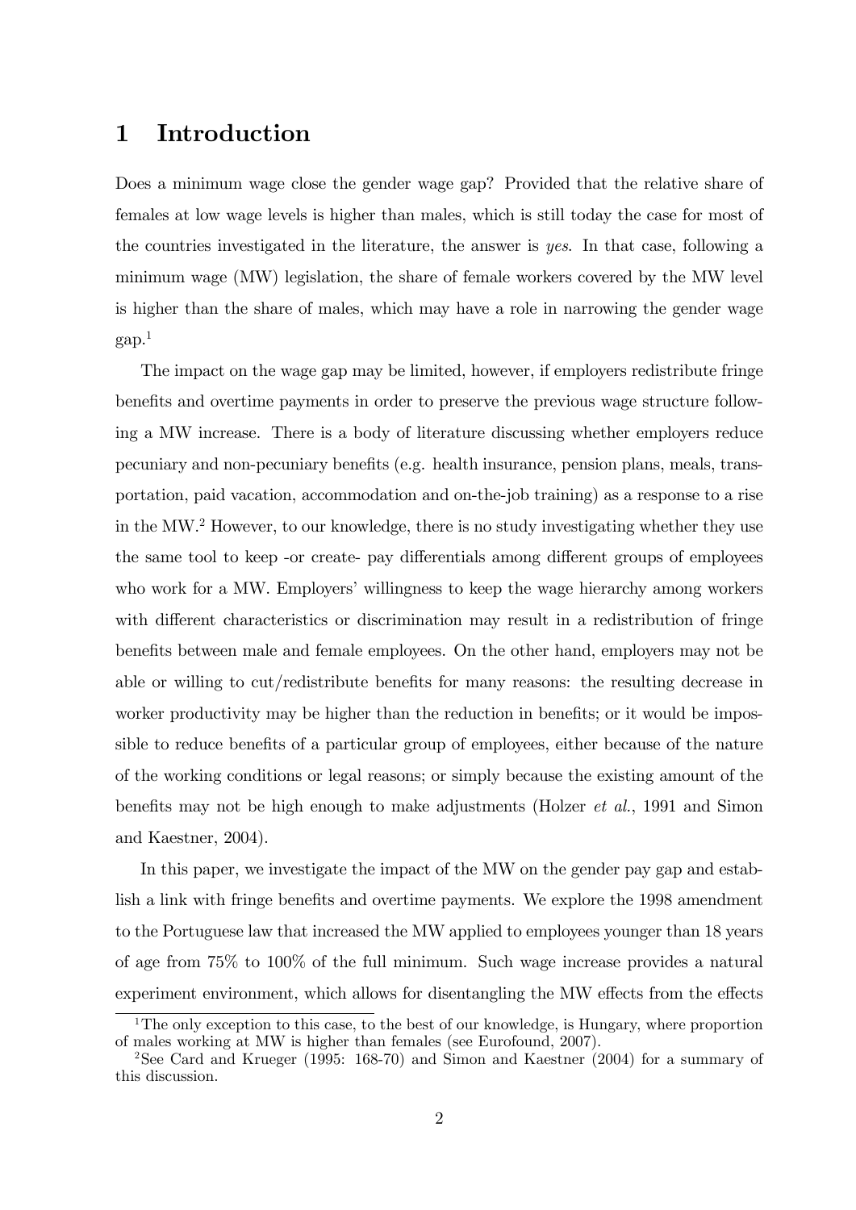# 1 Introduction

Does a minimum wage close the gender wage gap? Provided that the relative share of females at low wage levels is higher than males, which is still today the case for most of the countries investigated in the literature, the answer is *yes*. In that case, following a minimum wage (MW) legislation, the share of female workers covered by the MW level is higher than the share of males, which may have a role in narrowing the gender wage gap.[1]

The impact on the wage gap may be limited, however, if employers redistribute fringe benefits and overtime payments in order to preserve the previous wage structure following a MW increase. There is a body of literature discussing whether employers reduce pecuniary and non-pecuniary benefits (e.g. health insurance, pension plans, meals, transportation, paid vacation, accommodation and on-the-job training) as a response to a rise in the MW.[2] However, to our knowledge, there is no study investigating whether they use the same tool to keep -or create- pay differentials among different groups of employees who work for a MW. Employers' willingness to keep the wage hierarchy among workers with different characteristics or discrimination may result in a redistribution of fringe benefits between male and female employees. On the other hand, employers may not be able or willing to cut/redistribute benefits for many reasons: the resulting decrease in worker productivity may be higher than the reduction in benefits; or it would be impossible to reduce benefits of a particular group of employees, either because of the nature of the working conditions or legal reasons; or simply because the existing amount of the benefits may not be high enough to make adjustments (Holzer *et al.*, 1991 and Simon and Kaestner, 2004).

In this paper, we investigate the impact of the MW on the gender pay gap and establish a link with fringe benefits and overtime payments. We explore the 1998 amendment to the Portuguese law that increased the MW applied to employees younger than 18 years of age from 75% to 100% of the full minimum. Such wage increase provides a natural experiment environment, which allows for disentangling the MW effects from the effects

[1] The only exception to this case, to the best of our knowledge, is Hungary, where proportion of males working at MW is higher than females (see Eurofound, 2007).

[2] See Card and Krueger (1995: 168-70) and Simon and Kaestner (2004) for a summary of this discussion.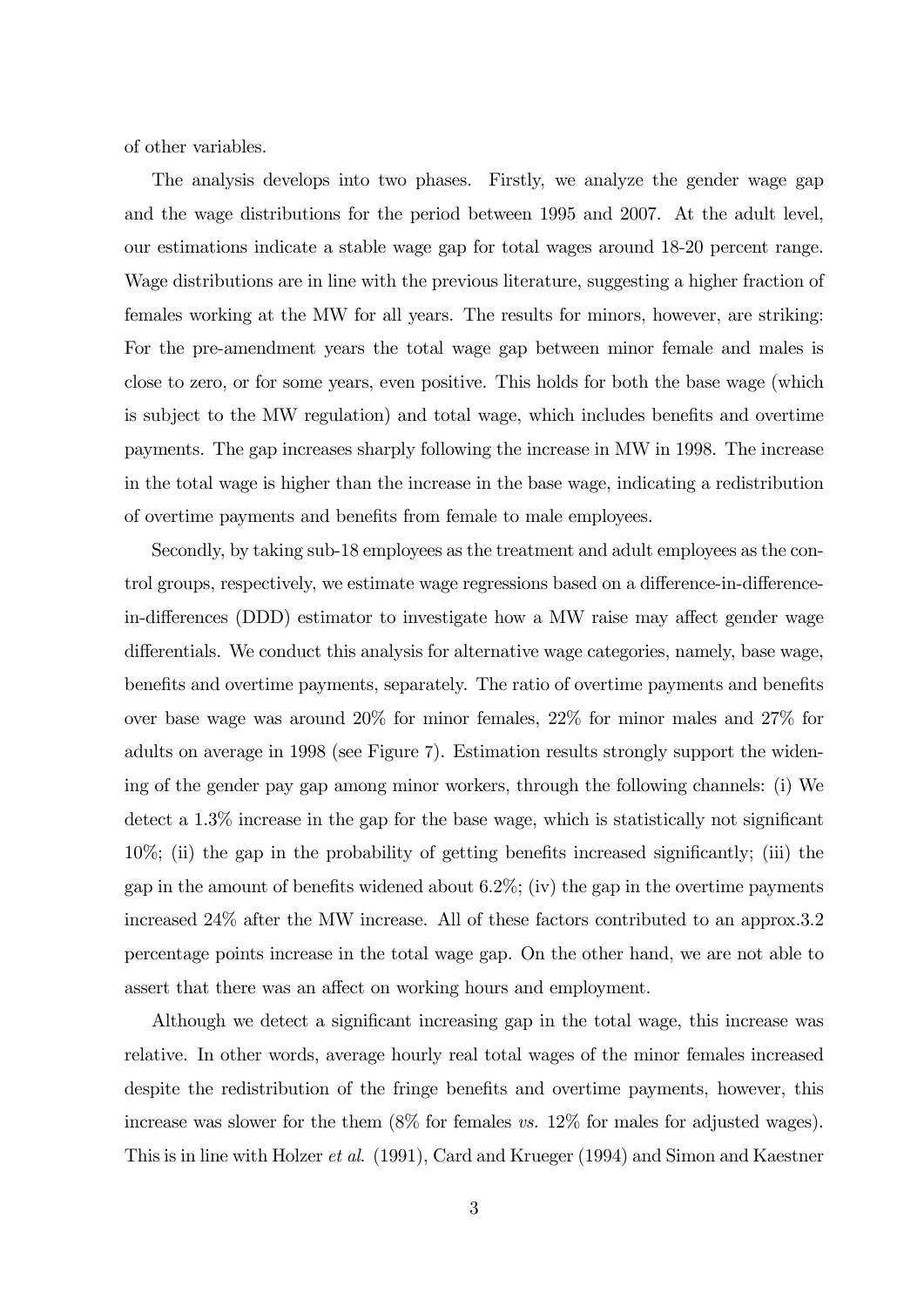of other variables.

The analysis develops into two phases. Firstly, we analyze the gender wage gap and the wage distributions for the period between 1995 and 2007. At the adult level, our estimations indicate a stable wage gap for total wages around 18-20 percent range. Wage distributions are in line with the previous literature, suggesting a higher fraction of females working at the MW for all years. The results for minors, however, are striking: For the pre-amendment years the total wage gap between minor female and males is close to zero, or for some years, even positive. This holds for both the base wage (which is subject to the MW regulation) and total wage, which includes benefits and overtime payments. The gap increases sharply following the increase in MW in 1998. The increase in the total wage is higher than the increase in the base wage, indicating a redistribution of overtime payments and benefits from female to male employees.

Secondly, by taking sub-18 employees as the treatment and adult employees as the control groups, respectively, we estimate wage regressions based on a difference-in-difference-in-differences (DDD) estimator to investigate how a MW raise may affect gender wage differentials. We conduct this analysis for alternative wage categories, namely, base wage, benefits and overtime payments, separately. The ratio of overtime payments and benefits over base wage was around 20% for minor females, 22% for minor males and 27% for adults on average in 1998 (see Figure 7). Estimation results strongly support the widening of the gender pay gap among minor workers, through the following channels: (i) We detect a 1.3% increase in the gap for the base wage, which is statistically not significant 10%; (ii) the gap in the probability of getting benefits increased significantly; (iii) the gap in the amount of benefits widened about 6.2%; (iv) the gap in the overtime payments increased 24% after the MW increase. All of these factors contributed to an approx.3.2 percentage points increase in the total wage gap. On the other hand, we are not able to assert that there was an affect on working hours and employment.

Although we detect a significant increasing gap in the total wage, this increase was relative. In other words, average hourly real total wages of the minor females increased despite the redistribution of the fringe benefits and overtime payments, however, this increase was slower for the them (8% for females *vs.* 12% for males for adjusted wages). This is in line with Holzer *et al.* (1991), Card and Krueger (1994) and Simon and Kaestner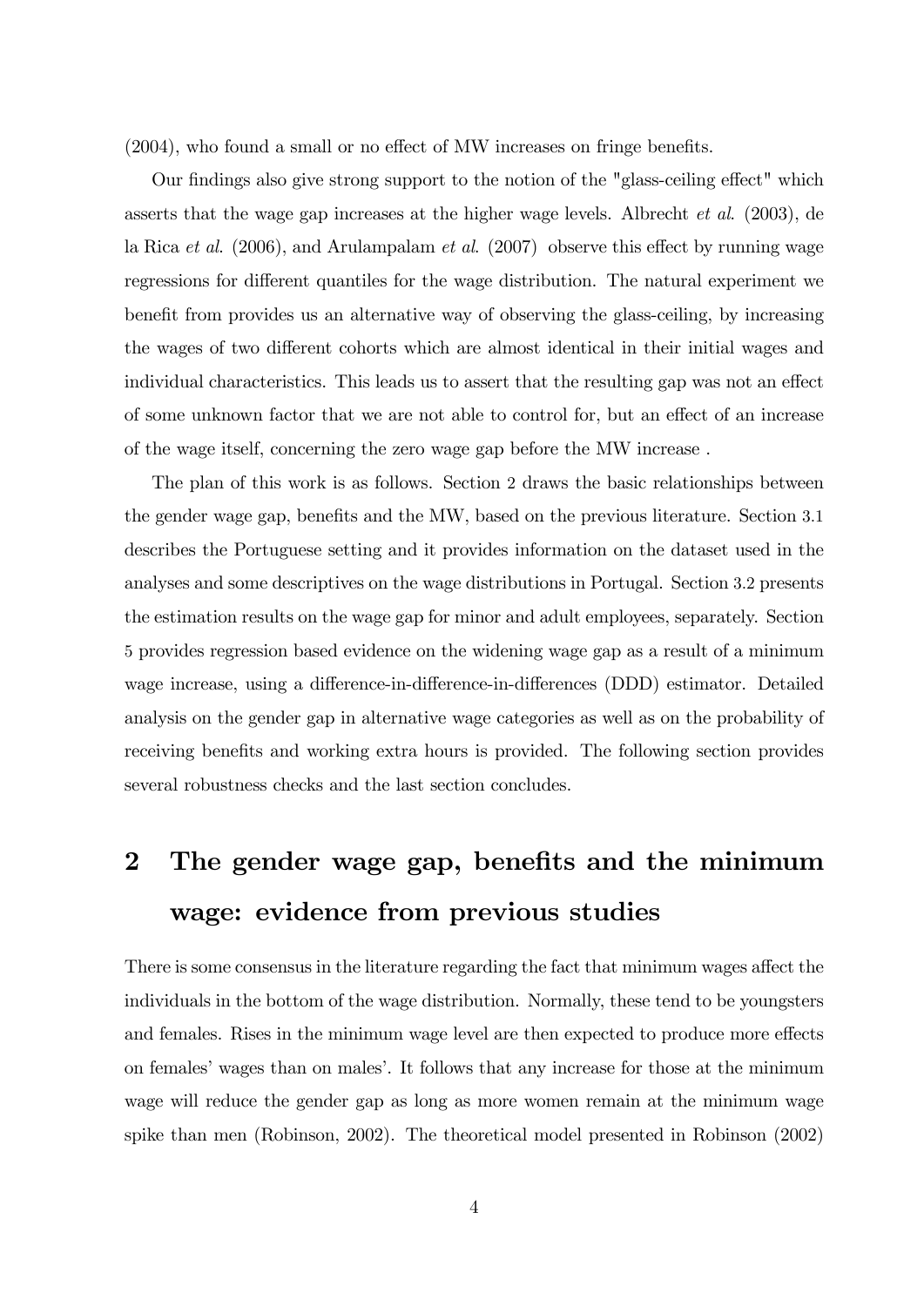(2004), who found a small or no effect of MW increases on fringe benefits.

Our findings also give strong support to the notion of the "glass-ceiling effect" which asserts that the wage gap increases at the higher wage levels. Albrecht *et al*. (2003), de la Rica *et al*. (2006), and Arulampalam *et al*. (2007) observe this effect by running wage regressions for different quantiles for the wage distribution. The natural experiment we benefit from provides us an alternative way of observing the glass-ceiling, by increasing the wages of two different cohorts which are almost identical in their initial wages and individual characteristics. This leads us to assert that the resulting gap was not an effect of some unknown factor that we are not able to control for, but an effect of an increase of the wage itself, concerning the zero wage gap before the MW increase .

The plan of this work is as follows. Section 2 draws the basic relationships between the gender wage gap, benefits and the MW, based on the previous literature. Section 3.1 describes the Portuguese setting and it provides information on the dataset used in the analyses and some descriptives on the wage distributions in Portugal. Section 3.2 presents the estimation results on the wage gap for minor and adult employees, separately. Section 5 provides regression based evidence on the widening wage gap as a result of a minimum wage increase, using a difference-in-difference-in-differences (DDD) estimator. Detailed analysis on the gender gap in alternative wage categories as well as on the probability of receiving benefits and working extra hours is provided. The following section provides several robustness checks and the last section concludes.

# 2 The gender wage gap, benefits and the minimum wage: evidence from previous studies

There is some consensus in the literature regarding the fact that minimum wages affect the individuals in the bottom of the wage distribution. Normally, these tend to be youngsters and females. Rises in the minimum wage level are then expected to produce more effects on females' wages than on males'. It follows that any increase for those at the minimum wage will reduce the gender gap as long as more women remain at the minimum wage spike than men (Robinson, 2002). The theoretical model presented in Robinson (2002)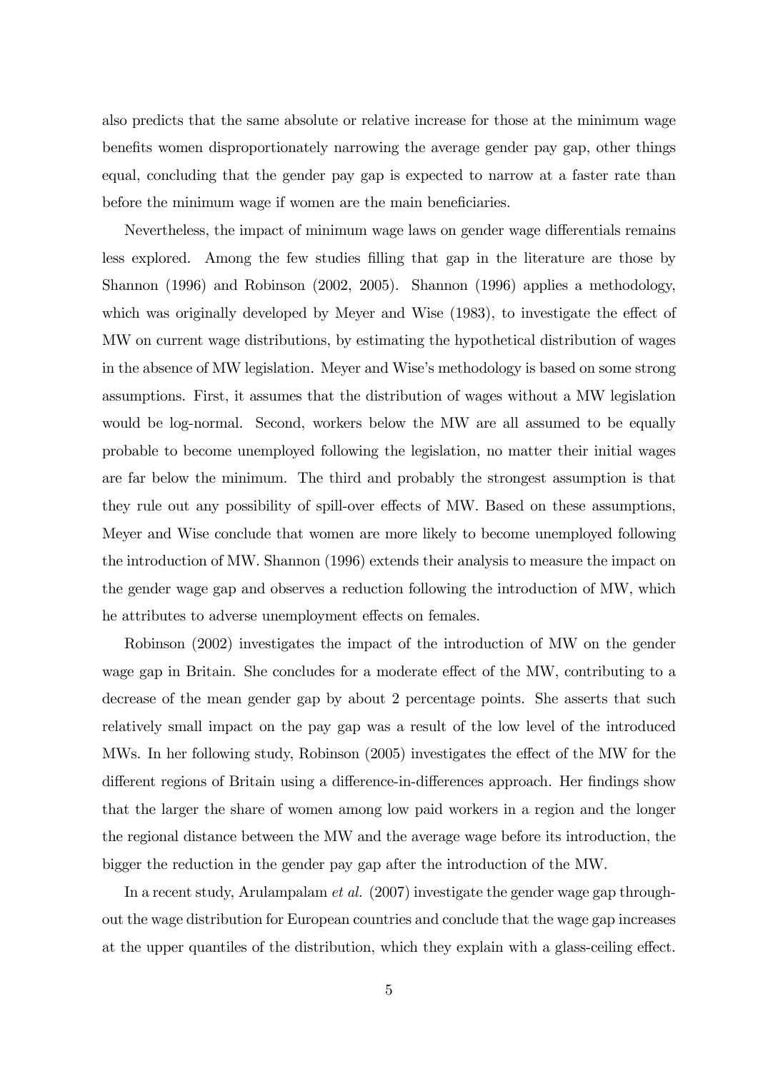also predicts that the same absolute or relative increase for those at the minimum wage benefits women disproportionately narrowing the average gender pay gap, other things equal, concluding that the gender pay gap is expected to narrow at a faster rate than before the minimum wage if women are the main beneficiaries.

Nevertheless, the impact of minimum wage laws on gender wage differentials remains less explored. Among the few studies filling that gap in the literature are those by Shannon (1996) and Robinson (2002, 2005). Shannon (1996) applies a methodology, which was originally developed by Meyer and Wise (1983), to investigate the effect of MW on current wage distributions, by estimating the hypothetical distribution of wages in the absence of MW legislation. Meyer and Wise's methodology is based on some strong assumptions. First, it assumes that the distribution of wages without a MW legislation would be log-normal. Second, workers below the MW are all assumed to be equally probable to become unemployed following the legislation, no matter their initial wages are far below the minimum. The third and probably the strongest assumption is that they rule out any possibility of spill-over effects of MW. Based on these assumptions, Meyer and Wise conclude that women are more likely to become unemployed following the introduction of MW. Shannon (1996) extends their analysis to measure the impact on the gender wage gap and observes a reduction following the introduction of MW, which he attributes to adverse unemployment effects on females.

Robinson (2002) investigates the impact of the introduction of MW on the gender wage gap in Britain. She concludes for a moderate effect of the MW, contributing to a decrease of the mean gender gap by about 2 percentage points. She asserts that such relatively small impact on the pay gap was a result of the low level of the introduced MWs. In her following study, Robinson (2005) investigates the effect of the MW for the different regions of Britain using a difference-in-differences approach. Her findings show that the larger the share of women among low paid workers in a region and the longer the regional distance between the MW and the average wage before its introduction, the bigger the reduction in the gender pay gap after the introduction of the MW.

In a recent study, Arulampalam *et al.* (2007) investigate the gender wage gap throughout the wage distribution for European countries and conclude that the wage gap increases at the upper quantiles of the distribution, which they explain with a glass-ceiling effect.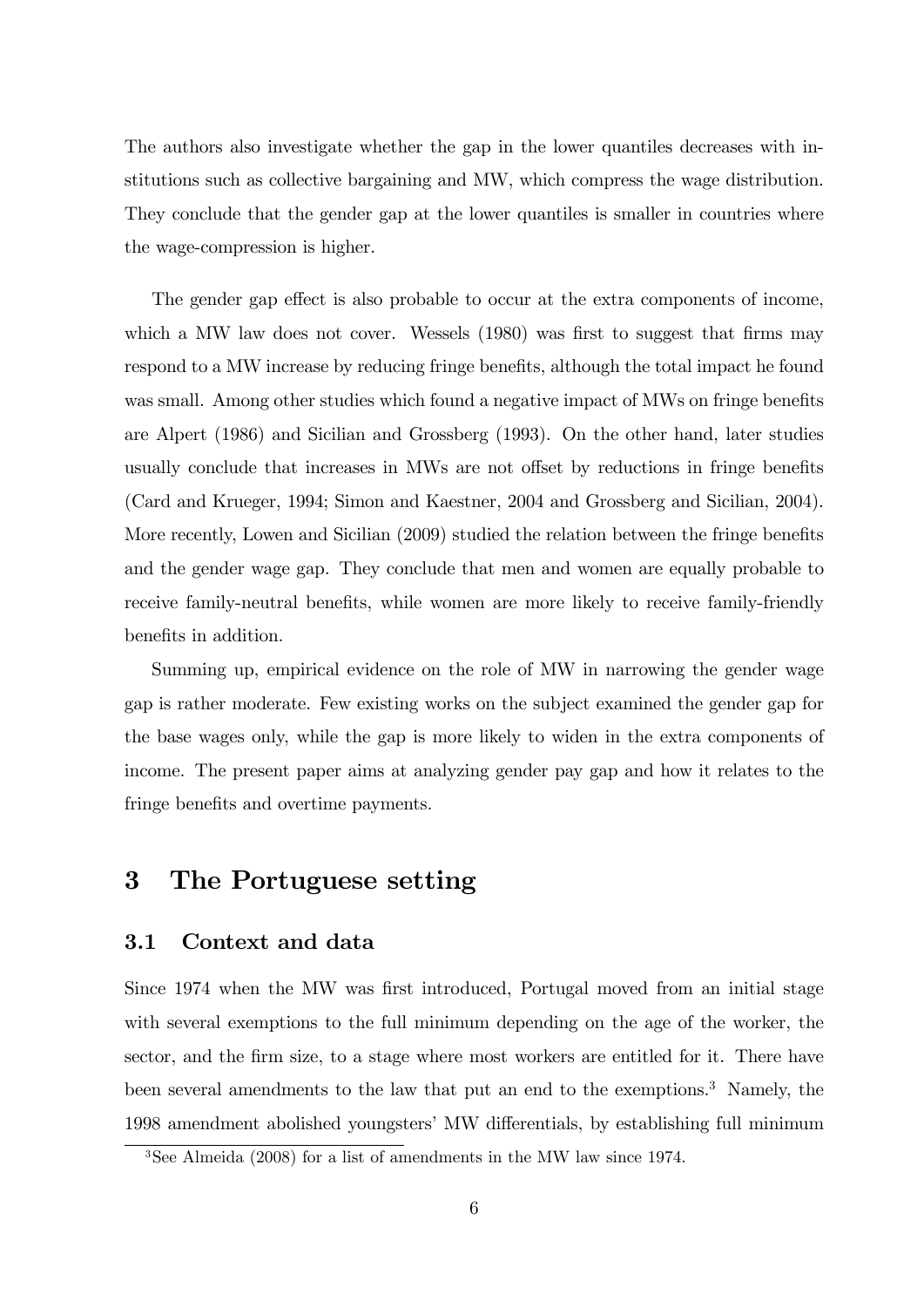The authors also investigate whether the gap in the lower quantiles decreases with institutions such as collective bargaining and MW, which compress the wage distribution. They conclude that the gender gap at the lower quantiles is smaller in countries where the wage-compression is higher.

The gender gap effect is also probable to occur at the extra components of income, which a MW law does not cover. Wessels (1980) was first to suggest that firms may respond to a MW increase by reducing fringe benefits, although the total impact he found was small. Among other studies which found a negative impact of MWs on fringe benefits are Alpert (1986) and Sicilian and Grossberg (1993). On the other hand, later studies usually conclude that increases in MWs are not offset by reductions in fringe benefits (Card and Krueger, 1994; Simon and Kaestner, 2004 and Grossberg and Sicilian, 2004). More recently, Lowen and Sicilian (2009) studied the relation between the fringe benefits and the gender wage gap. They conclude that men and women are equally probable to receive family-neutral benefits, while women are more likely to receive family-friendly benefits in addition.

Summing up, empirical evidence on the role of MW in narrowing the gender wage gap is rather moderate. Few existing works on the subject examined the gender gap for the base wages only, while the gap is more likely to widen in the extra components of income. The present paper aims at analyzing gender pay gap and how it relates to the fringe benefits and overtime payments.

# 3 The Portuguese setting

## 3.1 Context and data

Since 1974 when the MW was first introduced, Portugal moved from an initial stage with several exemptions to the full minimum depending on the age of the worker, the sector, and the firm size, to a stage where most workers are entitled for it. There have been several amendments to the law that put an end to the exemptions.[3] Namely, the 1998 amendment abolished youngsters' MW differentials, by establishing full minimum

[3] See Almeida (2008) for a list of amendments in the MW law since 1974.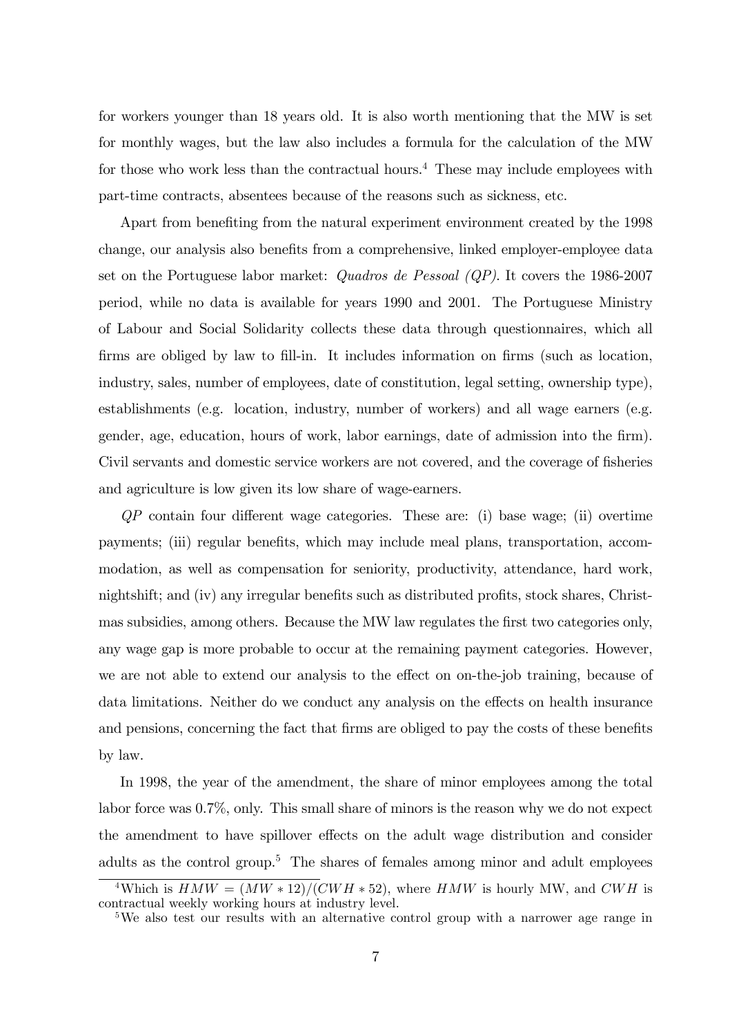for workers younger than 18 years old. It is also worth mentioning that the MW is set for monthly wages, but the law also includes a formula for the calculation of the MW for those who work less than the contractual hours.[4] These may include employees with part-time contracts, absentees because of the reasons such as sickness, etc.

Apart from benefiting from the natural experiment environment created by the 1998 change, our analysis also benefits from a comprehensive, linked employer-employee data set on the Portuguese labor market: *Quadros de Pessoal (QP)*. It covers the 1986-2007 period, while no data is available for years 1990 and 2001. The Portuguese Ministry of Labour and Social Solidarity collects these data through questionnaires, which all firms are obliged by law to fill-in. It includes information on firms (such as location, industry, sales, number of employees, date of constitution, legal setting, ownership type), establishments (e.g. location, industry, number of workers) and all wage earners (e.g. gender, age, education, hours of work, labor earnings, date of admission into the firm). Civil servants and domestic service workers are not covered, and the coverage of fisheries and agriculture is low given its low share of wage-earners.

*QP* contain four different wage categories. These are: (i) base wage; (ii) overtime payments; (iii) regular benefits, which may include meal plans, transportation, accommodation, as well as compensation for seniority, productivity, attendance, hard work, nightshift; and (iv) any irregular benefits such as distributed profits, stock shares, Christmas subsidies, among others. Because the MW law regulates the first two categories only, any wage gap is more probable to occur at the remaining payment categories. However, we are not able to extend our analysis to the effect on on-the-job training, because of data limitations. Neither do we conduct any analysis on the effects on health insurance and pensions, concerning the fact that firms are obliged to pay the costs of these benefits by law.

In 1998, the year of the amendment, the share of minor employees among the total labor force was 0.7%, only. This small share of minors is the reason why we do not expect the amendment to have spillover effects on the adult wage distribution and consider adults as the control group.[5] The shares of females among minor and adult employees

[4]Which is $HMW = (MW * 12)/(CWH * 52)$, where $HMW$ is hourly MW, and $CWH$ is contractual weekly working hours at industry level.

[5]We also test our results with an alternative control group with a narrower age range in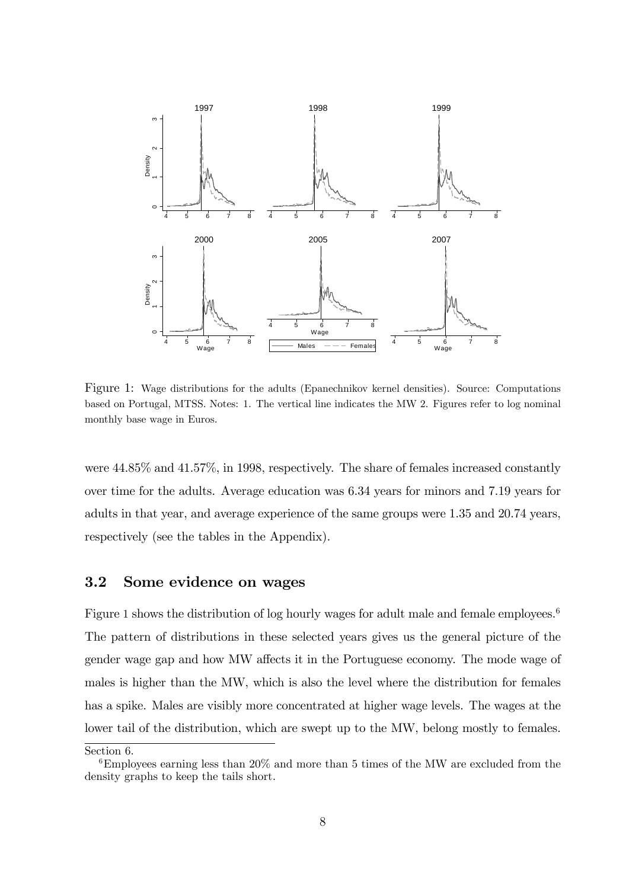Figure 1: Wage distributions for the adults (Epanechnikov kernel densities). Source: Computations based on Portugal, MTSS. Notes: 1. The vertical line indicates the MW 2. Figures refer to log nominal monthly base wage in Euros.

were 44.85% and 41.57%, in 1998, respectively. The share of females increased constantly over time for the adults. Average education was 6.34 years for minors and 7.19 years for adults in that year, and average experience of the same groups were 1.35 and 20.74 years, respectively (see the tables in the Appendix).

## 3.2 Some evidence on wages

Figure 1 shows the distribution of log hourly wages for adult male and female employees.[6] The pattern of distributions in these selected years gives us the general picture of the gender wage gap and how MW affects it in the Portuguese economy. The mode wage of males is higher than the MW, which is also the level where the distribution for females has a spike. Males are visibly more concentrated at higher wage levels. The wages at the lower tail of the distribution, which are swept up to the MW, belong mostly to females.

Section 6.

[6] Employees earning less than 20% and more than 5 times of the MW are excluded from the density graphs to keep the tails short.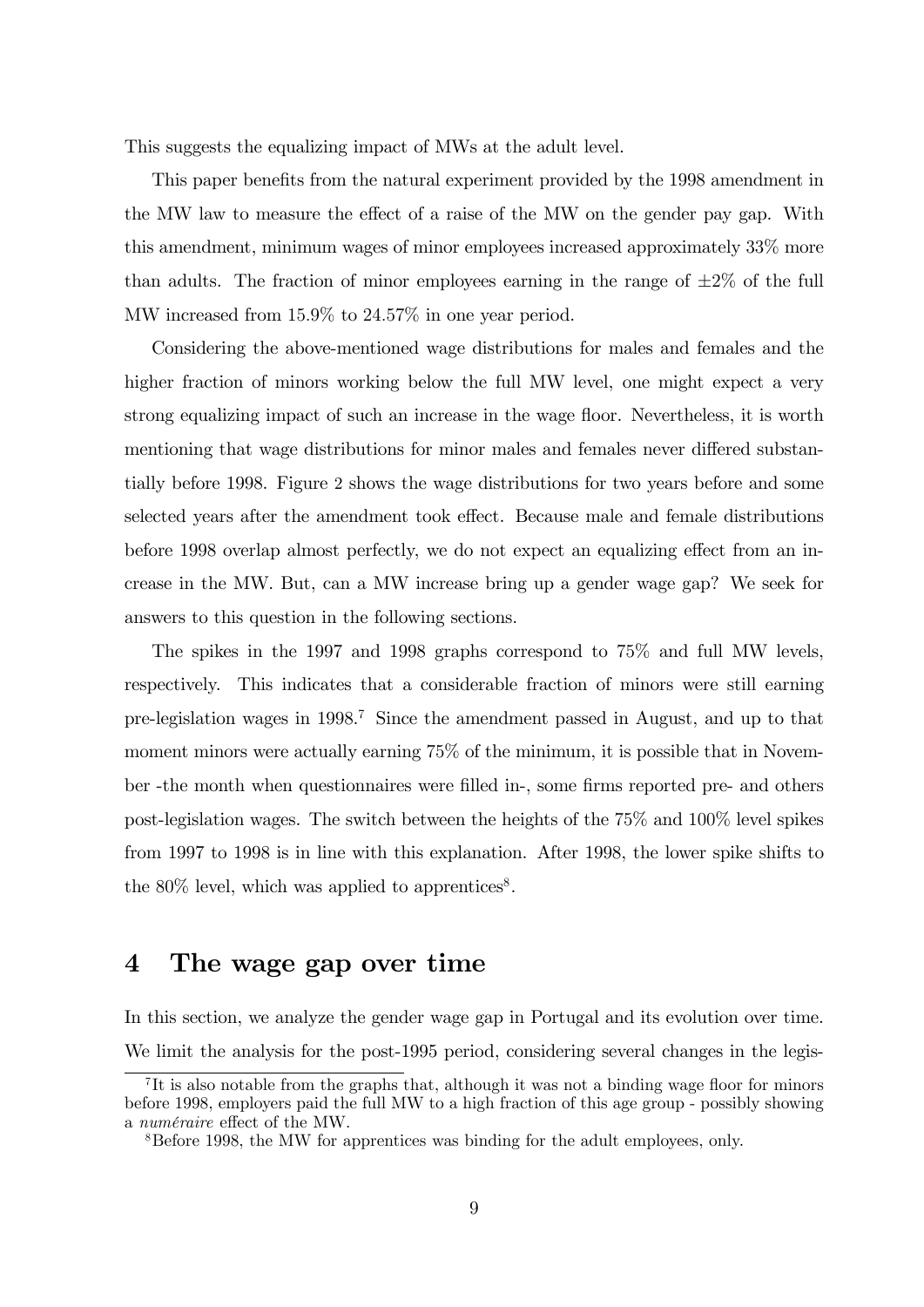This suggests the equalizing impact of MWs at the adult level.

This paper benefits from the natural experiment provided by the 1998 amendment in the MW law to measure the effect of a raise of the MW on the gender pay gap. With this amendment, minimum wages of minor employees increased approximately 33% more than adults. The fraction of minor employees earning in the range of $\pm 2\%$ of the full MW increased from 15.9% to 24.57% in one year period.

Considering the above-mentioned wage distributions for males and females and the higher fraction of minors working below the full MW level, one might expect a very strong equalizing impact of such an increase in the wage floor. Nevertheless, it is worth mentioning that wage distributions for minor males and females never differed substantially before 1998. Figure 2 shows the wage distributions for two years before and some selected years after the amendment took effect. Because male and female distributions before 1998 overlap almost perfectly, we do not expect an equalizing effect from an increase in the MW. But, can a MW increase bring up a gender wage gap? We seek for answers to this question in the following sections.

The spikes in the 1997 and 1998 graphs correspond to 75% and full MW levels, respectively. This indicates that a considerable fraction of minors were still earning pre-legislation wages in 1998.[7] Since the amendment passed in August, and up to that moment minors were actually earning 75% of the minimum, it is possible that in November -the month when questionnaires were filled in-, some firms reported pre- and others post-legislation wages. The switch between the heights of the 75% and 100% level spikes from 1997 to 1998 is in line with this explanation. After 1998, the lower spike shifts to the 80% level, which was applied to apprentices[8].

# 4 The wage gap over time

In this section, we analyze the gender wage gap in Portugal and its evolution over time. We limit the analysis for the post-1995 period, considering several changes in the legis-

[7] It is also notable from the graphs that, although it was not a binding wage floor for minors before 1998, employers paid the full MW to a high fraction of this age group - possibly showing a *numéraire* effect of the MW.

[8] Before 1998, the MW for apprentices was binding for the adult employees, only.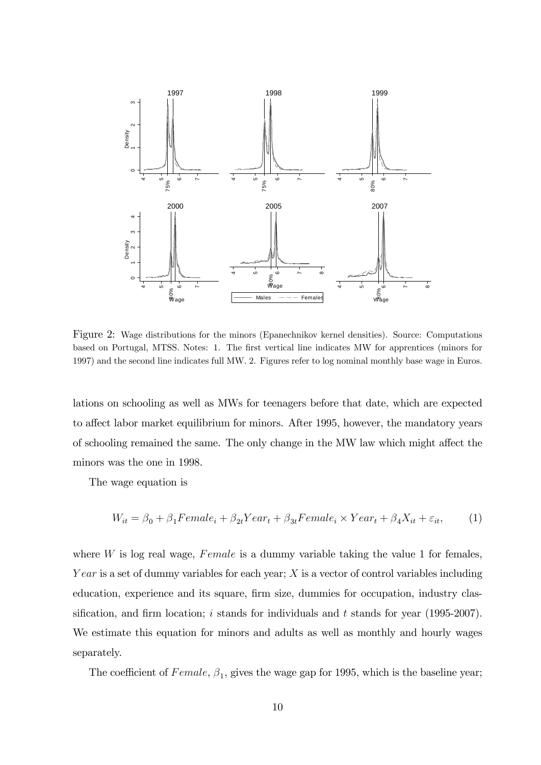Figure 2: Wage distributions for the minors (Epanechnikov kernel densities). Source: Computations based on Portugal, MTSS. Notes: 1. The first vertical line indicates MW for apprentices (minors for 1997) and the second line indicates full MW. 2. Figures refer to log nominal monthly base wage in Euros.

lations on schooling as well as MWs for teenagers before that date, which are expected to affect labor market equilibrium for minors. After 1995, however, the mandatory years of schooling remained the same. The only change in the MW law which might affect the minors was the one in 1998.

The wage equation is

$$W_{it} = \beta_0 + \beta_1 Female_i + \beta_{2t} Year_t + \beta_{3t} Female_i \times Year_t + \beta_4 X_{it} + \varepsilon_{it}, \qquad (1)$$

where $W$ is log real wage, $Female$ is a dummy variable taking the value 1 for females, $Year$ is a set of dummy variables for each year; $X$ is a vector of control variables including education, experience and its square, firm size, dummies for occupation, industry classification, and firm location; $i$ stands for individuals and $t$ stands for year (1995-2007). We estimate this equation for minors and adults as well as monthly and hourly wages separately.

The coefficient of $Female$, $\beta_1$, gives the wage gap for 1995, which is the baseline year;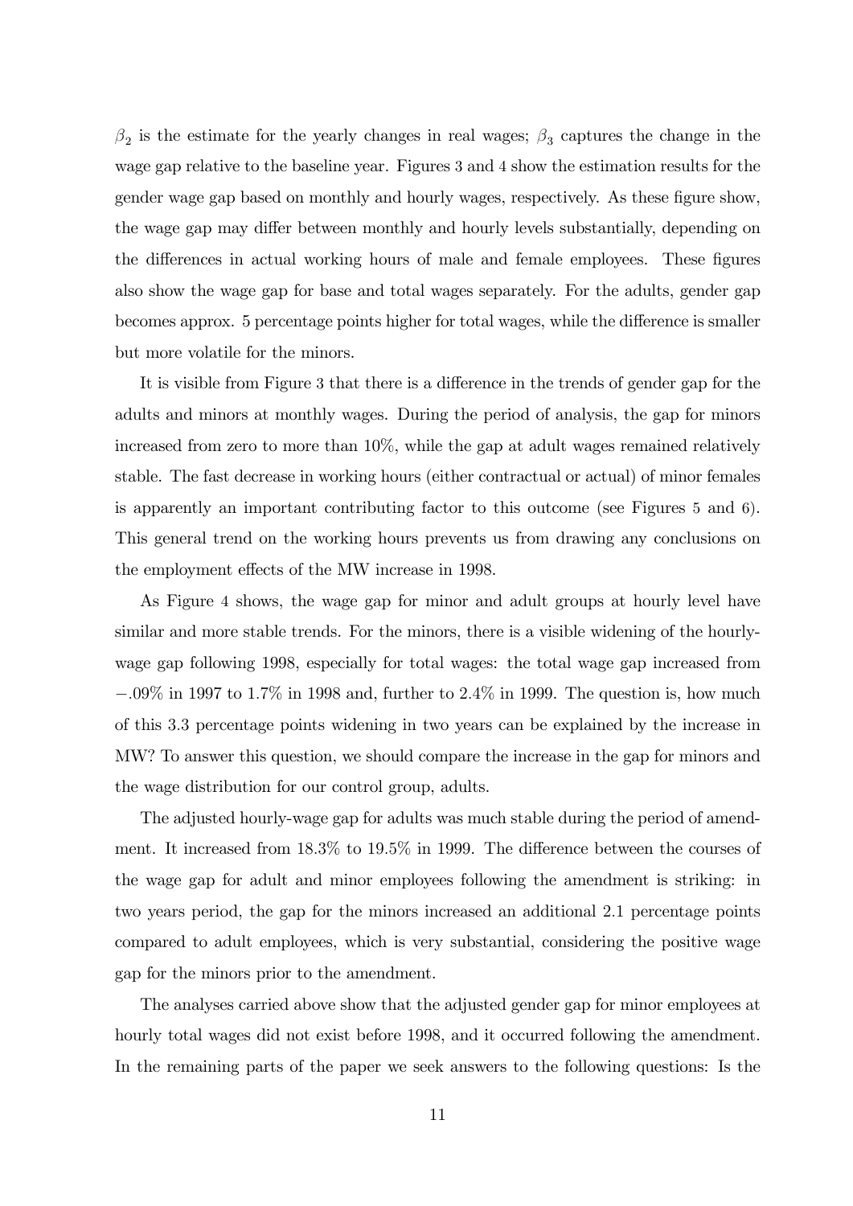$\beta_2$ is the estimate for the yearly changes in real wages; $\beta_3$ captures the change in the wage gap relative to the baseline year. Figures 3 and 4 show the estimation results for the gender wage gap based on monthly and hourly wages, respectively. As these figure show, the wage gap may differ between monthly and hourly levels substantially, depending on the differences in actual working hours of male and female employees. These figures also show the wage gap for base and total wages separately. For the adults, gender gap becomes approx. 5 percentage points higher for total wages, while the difference is smaller but more volatile for the minors.

It is visible from Figure 3 that there is a difference in the trends of gender gap for the adults and minors at monthly wages. During the period of analysis, the gap for minors increased from zero to more than 10%, while the gap at adult wages remained relatively stable. The fast decrease in working hours (either contractual or actual) of minor females is apparently an important contributing factor to this outcome (see Figures 5 and 6). This general trend on the working hours prevents us from drawing any conclusions on the employment effects of the MW increase in 1998.

As Figure 4 shows, the wage gap for minor and adult groups at hourly level have similar and more stable trends. For the minors, there is a visible widening of the hourly-wage gap following 1998, especially for total wages: the total wage gap increased from $-.09\%$ in 1997 to 1.7% in 1998 and, further to 2.4% in 1999. The question is, how much of this 3.3 percentage points widening in two years can be explained by the increase in MW? To answer this question, we should compare the increase in the gap for minors and the wage distribution for our control group, adults.

The adjusted hourly-wage gap for adults was much stable during the period of amendment. It increased from 18.3% to 19.5% in 1999. The difference between the courses of the wage gap for adult and minor employees following the amendment is striking: in two years period, the gap for the minors increased an additional 2.1 percentage points compared to adult employees, which is very substantial, considering the positive wage gap for the minors prior to the amendment.

The analyses carried above show that the adjusted gender gap for minor employees at hourly total wages did not exist before 1998, and it occurred following the amendment. In the remaining parts of the paper we seek answers to the following questions: Is the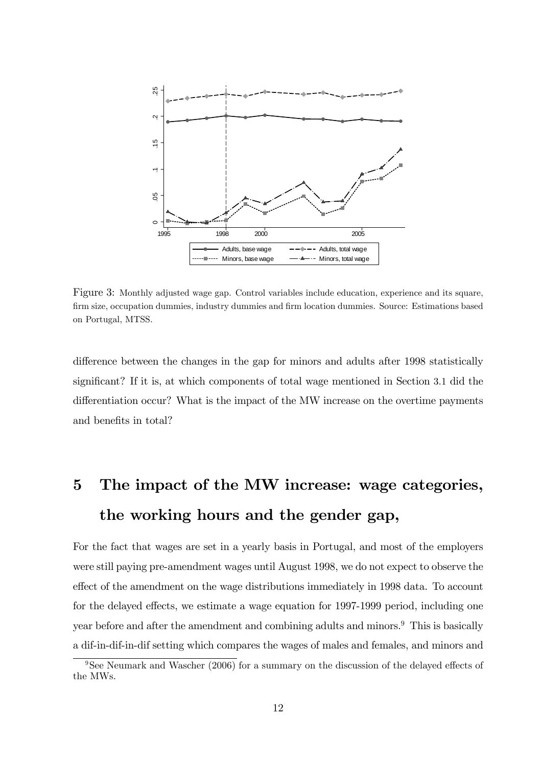Figure 3: Monthly adjusted wage gap. Control variables include education, experience and its square, firm size, occupation dummies, industry dummies and firm location dummies. Source: Estimations based on Portugal, MTSS.

difference between the changes in the gap for minors and adults after 1998 statistically significant? If it is, at which components of total wage mentioned in Section 3.1 did the differentiation occur? What is the impact of the MW increase on the overtime payments and benefits in total?

# 5 The impact of the MW increase: wage categories, the working hours and the gender gap,

For the fact that wages are set in a yearly basis in Portugal, and most of the employers were still paying pre-amendment wages until August 1998, we do not expect to observe the effect of the amendment on the wage distributions immediately in 1998 data. To account for the delayed effects, we estimate a wage equation for 1997-1999 period, including one year before and after the amendment and combining adults and minors.[9] This is basically a dif-in-dif-in-dif setting which compares the wages of males and females, and minors and

[9] See Neumark and Wascher (2006) for a summary on the discussion of the delayed effects of the MWs.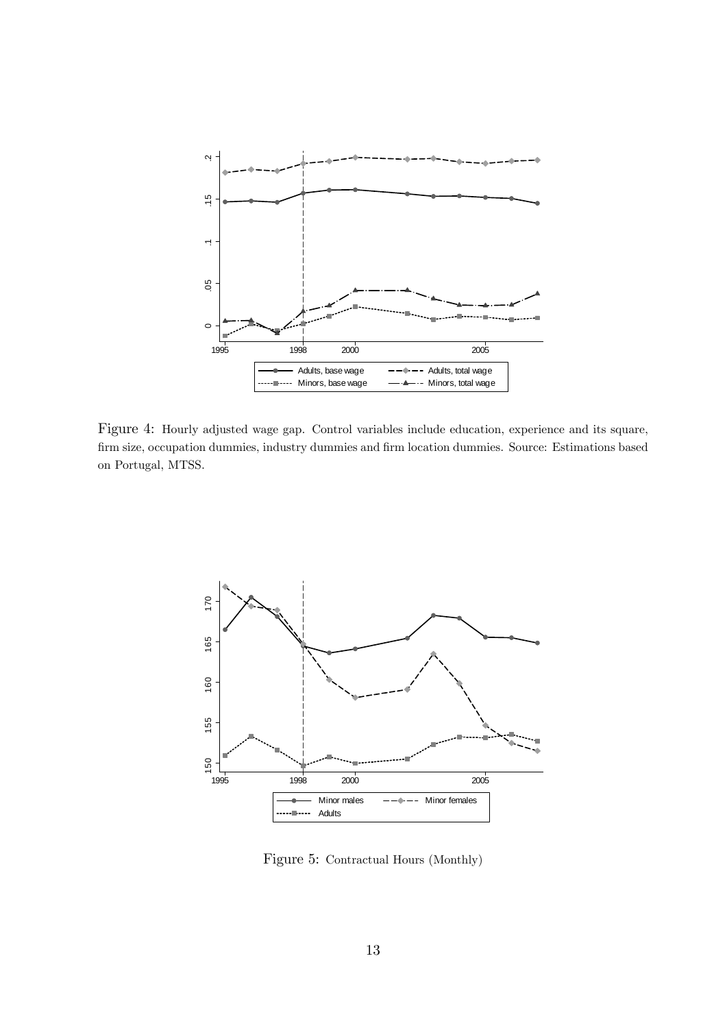Figure 4: Hourly adjusted wage gap. Control variables include education, experience and its square, firm size, occupation dummies, industry dummies and firm location dummies. Source: Estimations based on Portugal, MTSS.

Figure 5: Contractual Hours (Monthly)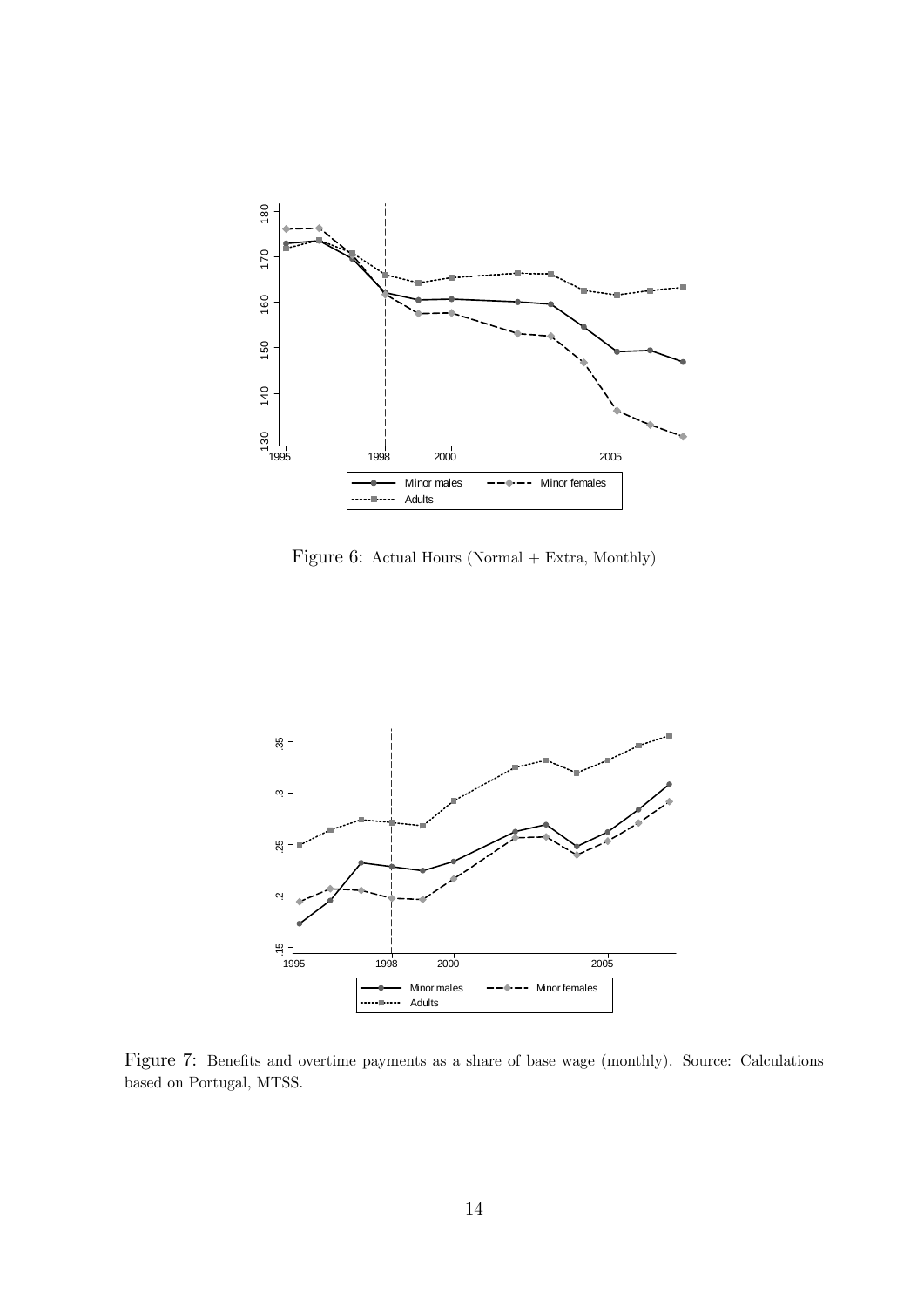Figure 6: Actual Hours (Normal + Extra, Monthly)

Figure 7: Benefits and overtime payments as a share of base wage (monthly). Source: Calculations based on Portugal, MTSS.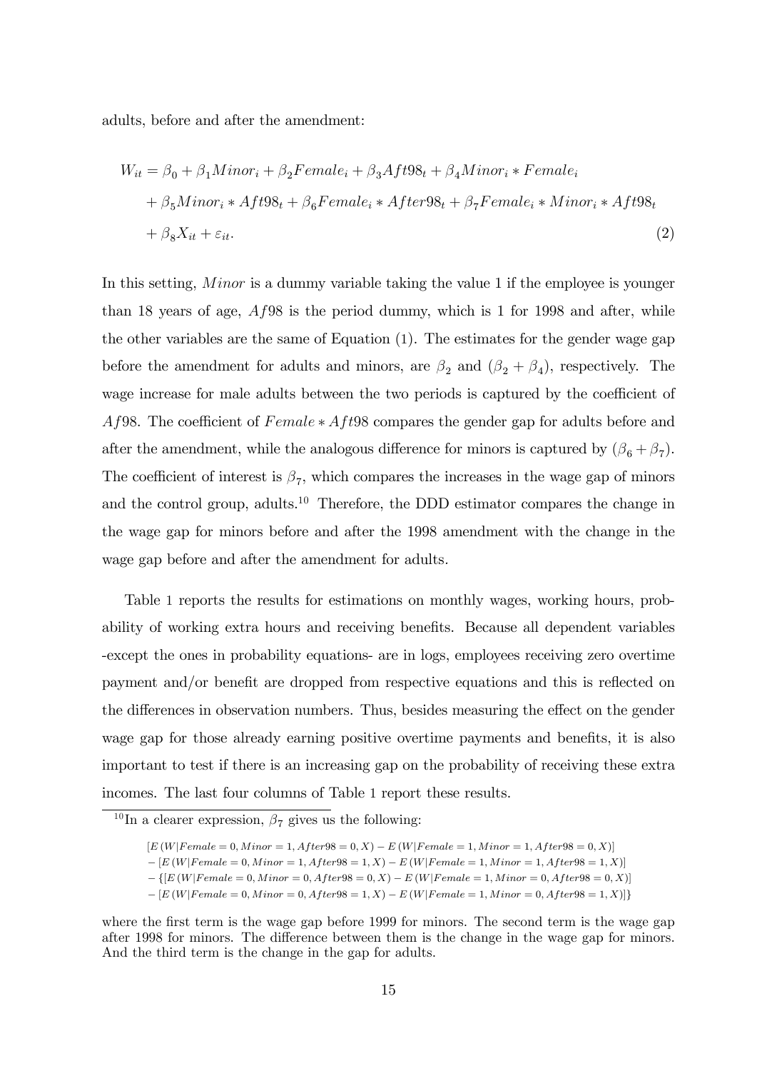adults, before and after the amendment:

$$
\begin{aligned}
W_{it} &= \beta_0 + \beta_1 Minor_i + \beta_2 Female_i + \beta_3 Aft98_t + \beta_4 Minor_i * Female_i \\
&+ \beta_5 Minor_i * Aft98_t + \beta_6 Female_i * After98_t + \beta_7 Female_i * Minor_i * Aft98_t \\
&+ \beta_8 X_{it} + \varepsilon_{it}.
\end{aligned} \tag{2}
$$

In this setting, $Minor$ is a dummy variable taking the value 1 if the employee is younger than 18 years of age, $Af98$ is the period dummy, which is 1 for 1998 and after, while the other variables are the same of Equation (1). The estimates for the gender wage gap before the amendment for adults and minors, are $\beta_2$ and $(\beta_2 + \beta_4)$, respectively. The wage increase for male adults between the two periods is captured by the coefficient of $Af98$. The coefficient of $Female * Aft98$ compares the gender gap for adults before and after the amendment, while the analogous difference for minors is captured by $(\beta_6 + \beta_7)$. The coefficient of interest is $\beta_7$, which compares the increases in the wage gap of minors and the control group, adults.[10] Therefore, the DDD estimator compares the change in the wage gap for minors before and after the 1998 amendment with the change in the wage gap before and after the amendment for adults.

Table 1 reports the results for estimations on monthly wages, working hours, probability of working extra hours and receiving benefits. Because all dependent variables -except the ones in probability equations- are in logs, employees receiving zero overtime payment and/or benefit are dropped from respective equations and this is reflected on the differences in observation numbers. Thus, besides measuring the effect on the gender wage gap for those already earning positive overtime payments and benefits, it is also important to test if there is an increasing gap on the probability of receiving these extra incomes. The last four columns of Table 1 report these results.

[10] In a clearer expression, $\beta_7$ gives us the following:

$$
\begin{aligned}
&[E(W|Female=0, Minor=1, After98=0, X) - E(W|Female=1, Minor=1, After98=0, X)] \\
&- [E(W|Female=0, Minor=1, After98=1, X) - E(W|Female=1, Minor=1, After98=1, X)] \\
&- \{[E(W|Female=0, Minor=0, After98=0, X) - E(W|Female=1, Minor=0, After98=0, X)] \\
&- [E(W|Female=0, Minor=0, After98=1, X) - E(W|Female=1, Minor=0, After98=1, X)]\}
\end{aligned}
$$

where the first term is the wage gap before 1999 for minors. The second term is the wage gap after 1998 for minors. The difference between them is the change in the wage gap for minors. And the third term is the change in the gap for adults.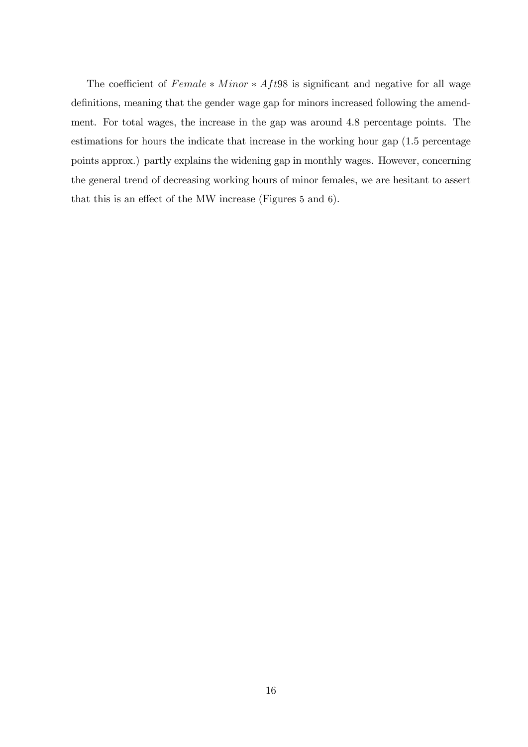The coefficient of $Female * Minor * Aft98$ is significant and negative for all wage definitions, meaning that the gender wage gap for minors increased following the amendment. For total wages, the increase in the gap was around 4.8 percentage points. The estimations for hours the indicate that increase in the working hour gap (1.5 percentage points approx.) partly explains the widening gap in monthly wages. However, concerning the general trend of decreasing working hours of minor females, we are hesitant to assert that this is an effect of the MW increase (Figures 5 and 6).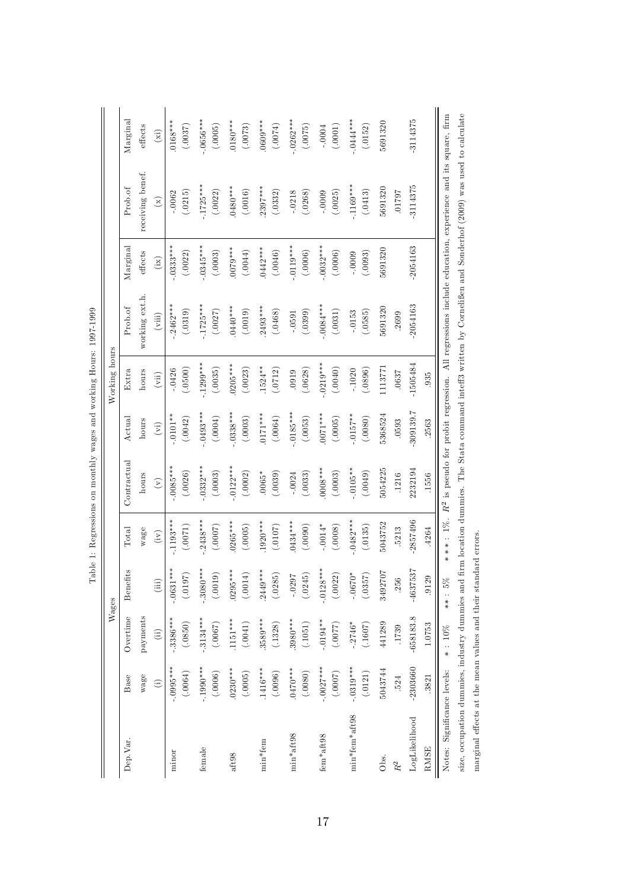Table 1: Regressions on monthly wages and working Hours: 1997-1999

| Dep.Var. | Wages | | | | Working hours | | | | | | |
|---|---|---|---|---|---|---|---|---|---|---|---|
| | Base wage | Overtime payments | Benefits | Total wage | Contractual hours | Actual hours | Extra hours | Prob.of working ext.h. | Marginal effects | Prob.of receiving benef. | Marginal effects |
| | (i) | (ii) | (iii) | (iv) | (v) | (vi) | (vii) | (viii) | (ix) | (x) | (xi) |
| minor | -.0995*** | -.3386*** | -.0631*** | -.1193*** | -.0085*** | -.0101** | -.0426 | -.2462*** | -.0333*** | -.0062 | .0168*** |
| | (.0064) | (.0850) | (.0197) | (.0071) | (.0026) | (.0042) | (.0500) | (.0319) | (.0022) | (.0215) | (.0037) |
| female | -.1990*** | -.3134*** | -.3080*** | -.2438*** | -.0332*** | -.0493*** | -.1299*** | -.1725*** | -.0345*** | -.1725*** | -.0656*** |
| | (.0006) | (.0067) | (.0019) | (.0007) | (.0003) | (.0004) | (.0035) | (.0027) | (.0003) | (.0022) | (.0005) |
| aft98 | .0230*** | .1151*** | .0295*** | .0265*** | -.0122*** | -.0338*** | .0205*** | .0440*** | .0079*** | .0480*** | .0180*** |
| | (.0005) | (.0041) | (.0014) | (.0005) | (.0002) | (.0003) | (.0023) | (.0019) | (.0044) | (.0016) | (.0073) |
| min*fem | .1416*** | .3589*** | .2449*** | .1920*** | .0065* | .0171*** | .1524** | .2493*** | .0442*** | .2397*** | .0609*** |
| | (.0096) | (.1328) | (.0285) | (.0107) | (.0039) | (.0064) | (.0712) | (.0468) | (.0046) | (.0332) | (.0074) |
| min*aft98 | .0470*** | .3980*** | -.0297 | .0434*** | -.0024 | -.0185*** | .0919 | -.0591 | -.0119*** | -.0218 | -.0262*** |
| | (.0080) | (.1051) | (.0245) | (.0090) | (.0033) | (.0053) | (.0628) | (.0399) | (.0006) | (.0268) | (.0075) |
| fem*aft98 | -.0027*** | -.0194** | -.0128*** | -.0014* | .0008*** | .0071*** | -.0219*** | -.0084*** | -.0032*** | -.0009 | -.0004 |
| | (.0007) | (.0077) | (.0022) | (.0008) | (.0003) | (.0005) | (.0040) | (.0031) | (.0006) | (.0025) | (.0001) |
| min*fem*aft98 | -.0319*** | -.2746* | -.0670* | -.0482*** | -.0105** | -.0157** | -.1020 | -.0153 | -.0009 | -.1169*** | -.0444*** |
| | (.0121) | (.1607) | (.0357) | (.0135) | (.0049) | (.0080) | (.0896) | (.0585) | (.0093) | (.0413) | (.0152) |
| Obs. | 5043744 | 441289 | 3492707 | 5043752 | 5054225 | 5368524 | 1113771 | 5691320 | 5691320 | 5691320 | 5691320 |
| $R^2$ | .524 | .1739 | .256 | .5213 | .1216 | .0593 | .0637 | .2699 | | .01797 | |
| LogLikelihood | -2303660 | -658183.8 | -4637537 | -2857496 | 2232194 | -309139.7 | -1505484 | -2054163 | -2054163 | -3114375 | -3114375 |
| RMSE | .3821 | 1.0753 | .9129 | .4264 | .1556 | .2563 | .935 | | | | |

Notes: Significance levels: * : 10% ** : 5% *** : 1%. $R^2$ is pseudo for probit regression. All regressions include education, experience and its square, firm size, occupation dummies, industry dummies and firm location dummies. The Stata command inteff3 written by Cornelißen and Sonderhof (2009) was used to calculate marginal effects at the mean values and their standard errors.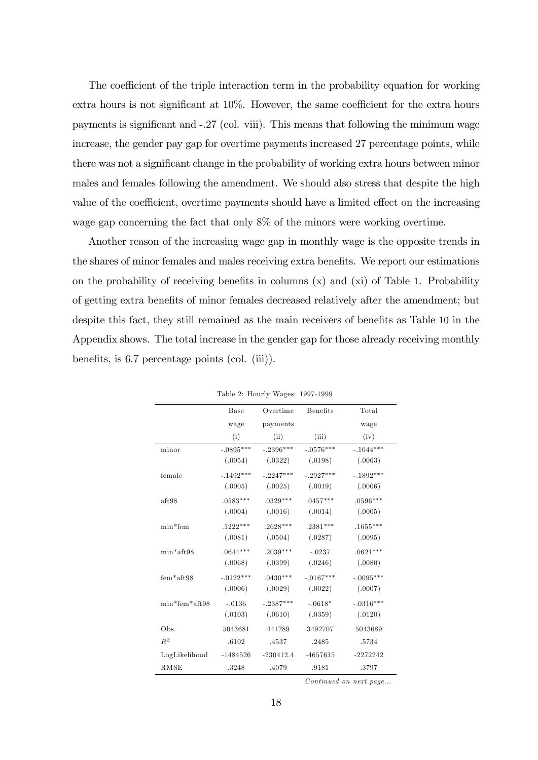The coefficient of the triple interaction term in the probability equation for working extra hours is not significant at 10%. However, the same coefficient for the extra hours payments is significant and -.27 (col. viii). This means that following the minimum wage increase, the gender pay gap for overtime payments increased 27 percentage points, while there was not a significant change in the probability of working extra hours between minor males and females following the amendment. We should also stress that despite the high value of the coefficient, overtime payments should have a limited effect on the increasing wage gap concerning the fact that only 8% of the minors were working overtime.

Another reason of the increasing wage gap in monthly wage is the opposite trends in the shares of minor females and males receiving extra benefits. We report our estimations on the probability of receiving benefits in columns (x) and (xi) of Table 1. Probability of getting extra benefits of minor females decreased relatively after the amendment; but despite this fact, they still remained as the main receivers of benefits as Table 10 in the Appendix shows. The total increase in the gender gap for those already receiving monthly benefits, is 6.7 percentage points (col. (iii)).

Table 2: Hourly Wages: 1997-1999

| | Base wage | Overtime payments | Benefits | Total wage |
|---|---|---|---|---|
| | (i) | (ii) | (iii) | (iv) |
| minor | -.0895*** | -.2396*** | -.0576*** | -.1044*** |
| | (.0054) | (.0322) | (.0198) | (.0063) |
| female | -.1492*** | -.2247*** | -.2927*** | -.1892*** |
| | (.0005) | (.0025) | (.0019) | (.0006) |
| aft98 | .0583*** | .0329*** | .0457*** | .0596*** |
| | (.0004) | (.0016) | (.0014) | (.0005) |
| min*fem | .1222*** | .2628*** | .2381*** | .1655*** |
| | (.0081) | (.0504) | (.0287) | (.0095) |
| min*aft98 | .0644*** | .2039*** | -.0237 | .0621*** |
| | (.0068) | (.0399) | (.0246) | (.0080) |
| fem*aft98 | -.0122*** | .0430*** | -.0167*** | -.0095*** |
| | (.0006) | (.0029) | (.0022) | (.0007) |
| min*fem*aft98 | -.0136 | -.2387*** | -.0618* | -.0316*** |
| | (.0103) | (.0610) | (.0359) | (.0120) |
| Obs. | 5043681 | 441289 | 3492707 | 5043689 |
| $R^2$ | .6102 | .4537 | .2485 | .5734 |
| LogLikelihood | -1484526 | -230412.4 | -4657615 | -2272242 |
| RMSE | .3248 | .4079 | .9181 | .3797 |

*Continued on next page...*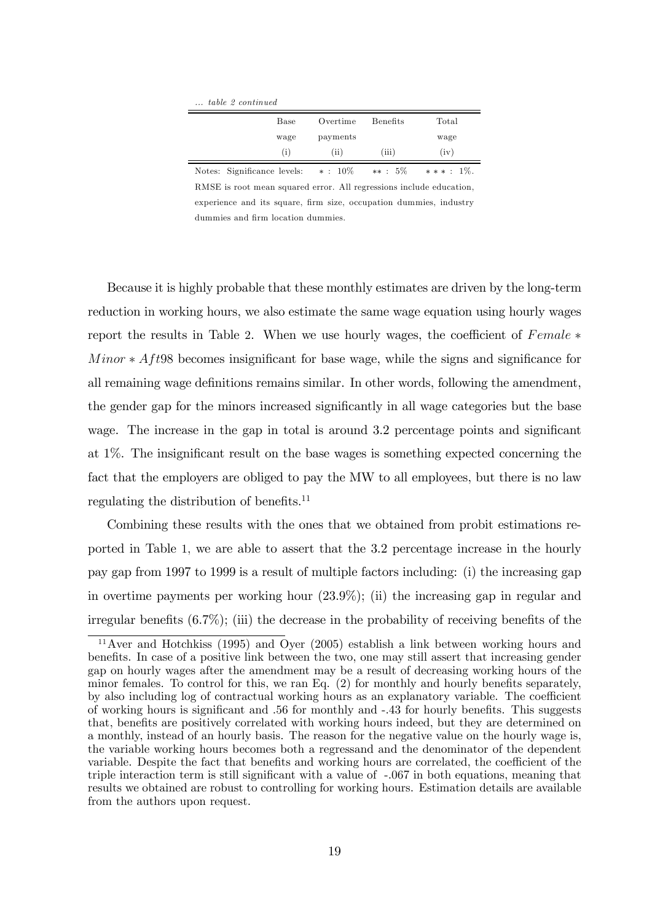*... table 2 continued*

| | Base wage | Overtime payments | Benefits | Total wage |
|---|---|---|---|---|
| | (i) | (ii) | (iii) | (iv) |

Notes: Significance levels: $*$ : 10% $**$ : 5% $***$ : 1%. RMSE is root mean squared error. All regressions include education, experience and its square, firm size, occupation dummies, industry dummies and firm location dummies.

Because it is highly probable that these monthly estimates are driven by the long-term reduction in working hours, we also estimate the same wage equation using hourly wages report the results in Table 2. When we use hourly wages, the coefficient of $Female * Minor * Aft98$ becomes insignificant for base wage, while the signs and significance for all remaining wage definitions remains similar. In other words, following the amendment, the gender gap for the minors increased significantly in all wage categories but the base wage. The increase in the gap in total is around 3.2 percentage points and significant at 1%. The insignificant result on the base wages is something expected concerning the fact that the employers are obliged to pay the MW to all employees, but there is no law regulating the distribution of benefits.[11]

Combining these results with the ones that we obtained from probit estimations reported in Table 1, we are able to assert that the 3.2 percentage increase in the hourly pay gap from 1997 to 1999 is a result of multiple factors including: (i) the increasing gap in overtime payments per working hour (23.9%); (ii) the increasing gap in regular and irregular benefits (6.7%); (iii) the decrease in the probability of receiving benefits of the

[11] Aver and Hotchkiss (1995) and Oyer (2005) establish a link between working hours and benefits. In case of a positive link between the two, one may still assert that increasing gender gap on hourly wages after the amendment may be a result of decreasing working hours of the minor females. To control for this, we ran Eq. (2) for monthly and hourly benefits separately, by also including log of contractual working hours as an explanatory variable. The coefficient of working hours is significant and .56 for monthly and -.43 for hourly benefits. This suggests that, benefits are positively correlated with working hours indeed, but they are determined on a monthly, instead of an hourly basis. The reason for the negative value on the hourly wage is, the variable working hours becomes both a regressand and the denominator of the dependent variable. Despite the fact that benefits and working hours are correlated, the coefficient of the triple interaction term is still significant with a value of -.067 in both equations, meaning that results we obtained are robust to controlling for working hours. Estimation details are available from the authors upon request.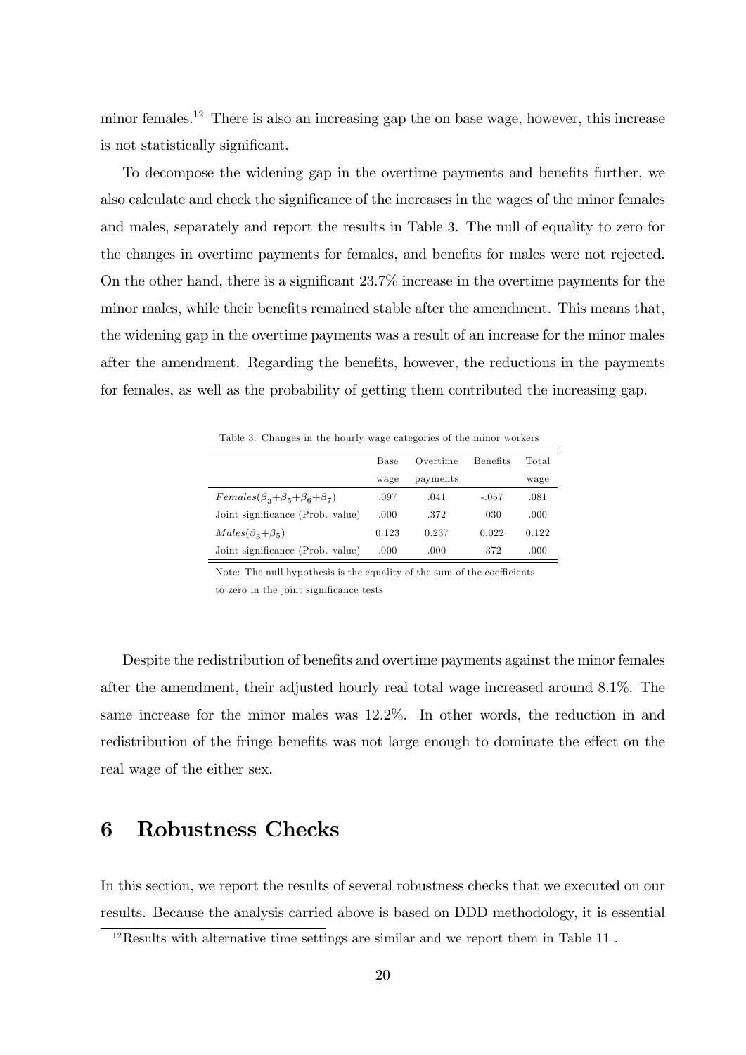minor females.[12] There is also an increasing gap the on base wage, however, this increase is not statistically significant.

To decompose the widening gap in the overtime payments and benefits further, we also calculate and check the significance of the increases in the wages of the minor females and males, separately and report the results in Table 3. The null of equality to zero for the changes in overtime payments for females, and benefits for males were not rejected. On the other hand, there is a significant 23.7% increase in the overtime payments for the minor males, while their benefits remained stable after the amendment. This means that, the widening gap in the overtime payments was a result of an increase for the minor males after the amendment. Regarding the benefits, however, the reductions in the payments for females, as well as the probability of getting them contributed the increasing gap.

Table 3: Changes in the hourly wage categories of the minor workers

| | Base wage | Overtime payments | Benefits | Total wage |
|---|---|---|---|---|
| $Females(\beta_3+\beta_5+\beta_6+\beta_7)$ | .097 | .041 | -.057 | .081 |
| Joint significance (Prob. value) | .000 | .372 | .030 | .000 |
| $Males(\beta_3+\beta_5)$ | 0.123 | 0.237 | 0.022 | 0.122 |
| Joint significance (Prob. value) | .000 | .000 | .372 | .000 |

Note: The null hypothesis is the equality of the sum of the coefficients to zero in the joint significance tests

Despite the redistribution of benefits and overtime payments against the minor females after the amendment, their adjusted hourly real total wage increased around 8.1%. The same increase for the minor males was 12.2%. In other words, the reduction in and redistribution of the fringe benefits was not large enough to dominate the effect on the real wage of the either sex.

# 6 Robustness Checks

In this section, we report the results of several robustness checks that we executed on our results. Because the analysis carried above is based on DDD methodology, it is essential

[12] Results with alternative time settings are similar and we report them in Table 11 .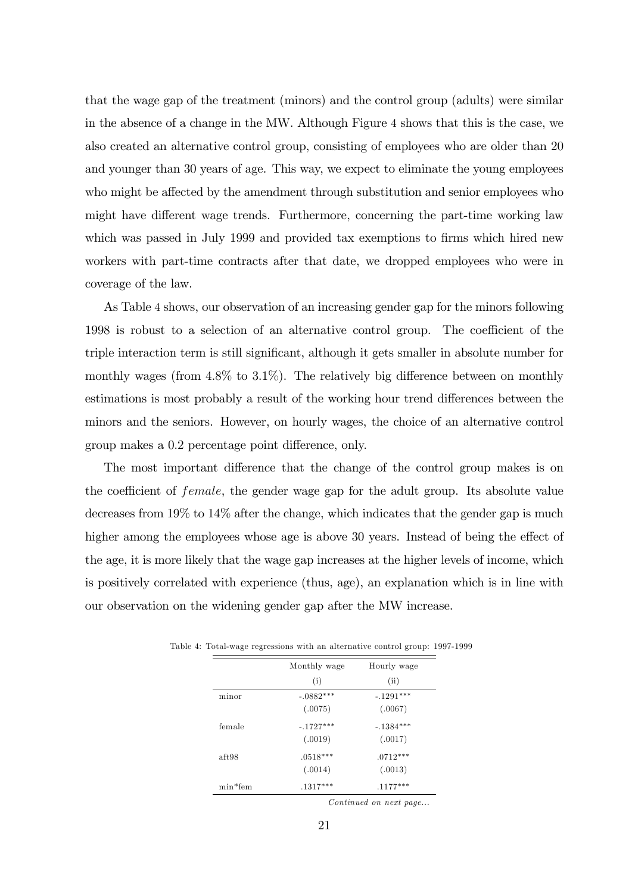that the wage gap of the treatment (minors) and the control group (adults) were similar in the absence of a change in the MW. Although Figure 4 shows that this is the case, we also created an alternative control group, consisting of employees who are older than 20 and younger than 30 years of age. This way, we expect to eliminate the young employees who might be affected by the amendment through substitution and senior employees who might have different wage trends. Furthermore, concerning the part-time working law which was passed in July 1999 and provided tax exemptions to firms which hired new workers with part-time contracts after that date, we dropped employees who were in coverage of the law.

As Table 4 shows, our observation of an increasing gender gap for the minors following 1998 is robust to a selection of an alternative control group. The coefficient of the triple interaction term is still significant, although it gets smaller in absolute number for monthly wages (from 4.8% to 3.1%). The relatively big difference between on monthly estimations is most probably a result of the working hour trend differences between the minors and the seniors. However, on hourly wages, the choice of an alternative control group makes a 0.2 percentage point difference, only.

The most important difference that the change of the control group makes is on the coefficient of *female*, the gender wage gap for the adult group. Its absolute value decreases from 19% to 14% after the change, which indicates that the gender gap is much higher among the employees whose age is above 30 years. Instead of being the effect of the age, it is more likely that the wage gap increases at the higher levels of income, which is positively correlated with experience (thus, age), an explanation which is in line with our observation on the widening gender gap after the MW increase.

Table 4: Total-wage regressions with an alternative control group: 1997-1999

| | Monthly wage | Hourly wage |
|---|---|---|
| | (i) | (ii) |
| minor | -.0882*** | -.1291*** |
| | (.0075) | (.0067) |
| female | -.1727*** | -.1384*** |
| | (.0019) | (.0017) |
| aft98 | .0518*** | .0712*** |
| | (.0014) | (.0013) |
| min*fem | .1317*** | .1177*** |

*Continued on next page...*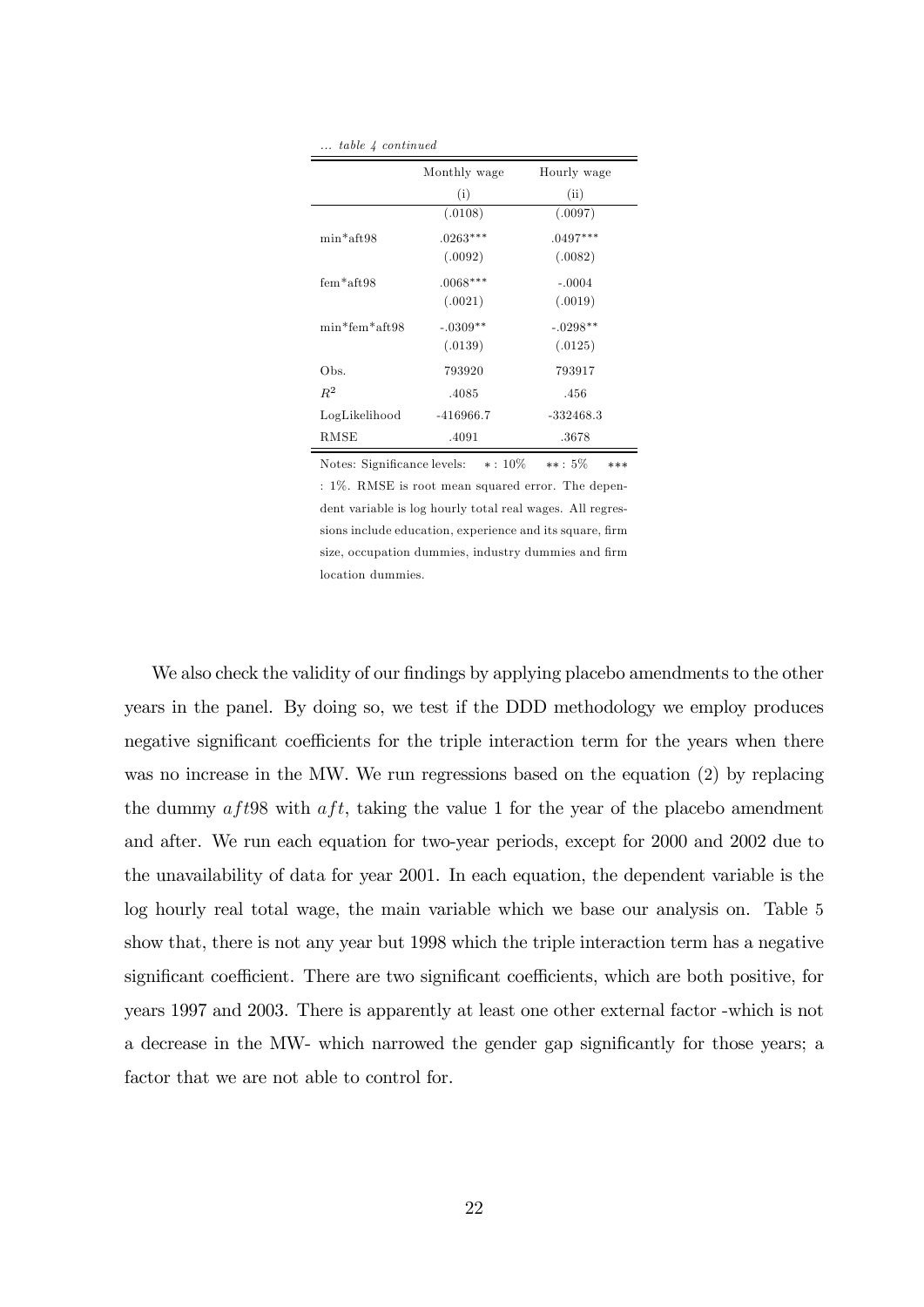*... table 4 continued*

| | Monthly wage | Hourly wage |
|---|---|---|
| | (i) | (ii) |
| | (.0108) | (.0097) |
| min*aft98 | .0263*** | .0497*** |
| | (.0092) | (.0082) |
| fem*aft98 | .0068*** | -.0004 |
| | (.0021) | (.0019) |
| min*fem*aft98 | -.0309** | -.0298** |
| | (.0139) | (.0125) |
| Obs. | 793920 | 793917 |
| $R^2$ | .4085 | .456 |
| LogLikelihood | -416966.7 | -332468.3 |
| RMSE | .4091 | .3678 |

Notes: Significance levels: $*: 10\%$ $**: 5\%$ $***: 1\%$. RMSE is root mean squared error. The dependent variable is log hourly total real wages. All regressions include education, experience and its square, firm size, occupation dummies, industry dummies and firm location dummies.

We also check the validity of our findings by applying placebo amendments to the other years in the panel. By doing so, we test if the DDD methodology we employ produces negative significant coefficients for the triple interaction term for the years when there was no increase in the MW. We run regressions based on the equation (2) by replacing the dummy $aft98$ with $aft$, taking the value 1 for the year of the placebo amendment and after. We run each equation for two-year periods, except for 2000 and 2002 due to the unavailability of data for year 2001. In each equation, the dependent variable is the log hourly real total wage, the main variable which we base our analysis on. Table 5 show that, there is not any year but 1998 which the triple interaction term has a negative significant coefficient. There are two significant coefficients, which are both positive, for years 1997 and 2003. There is apparently at least one other external factor -which is not a decrease in the MW- which narrowed the gender gap significantly for those years; a factor that we are not able to control for.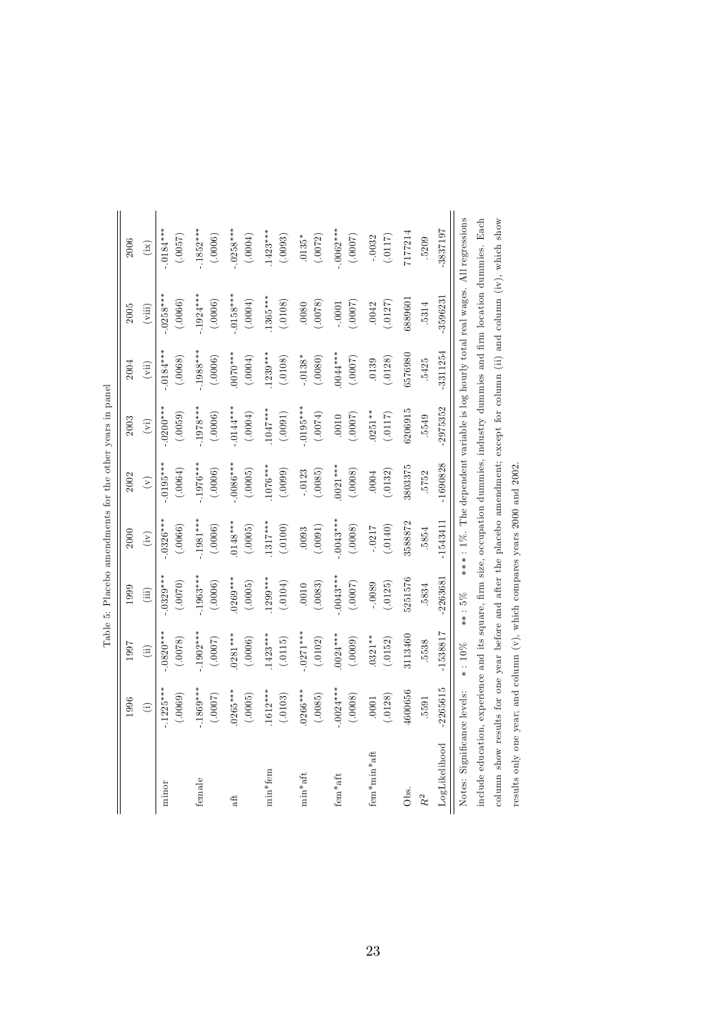Table 5: Placebo amendments for the other years in panel

| | 1996 | 1997 | 1999 | 2000 | 2002 | 2003 | 2004 | 2005 | 2006 |
|---|---|---|---|---|---|---|---|---|---|
| | (i) | (ii) | (iii) | (iv) | (v) | (vi) | (vii) | (viii) | (ix) |
| minor | -.1225*** | -.0820*** | -.0329*** | -.0326*** | -.0195*** | -.0200*** | -.0184*** | -.0258*** | -.0184*** |
| | (.0069) | (.0078) | (.0070) | (.0066) | (.0064) | (.0059) | (.0068) | (.0066) | (.0057) |
| female | -.1869*** | -.1902*** | -.1963*** | -.1981*** | -.1976*** | -.1978*** | -.1988*** | -.1924*** | -.1852*** |
| | (.0007) | (.0007) | (.0006) | (.0006) | (.0006) | (.0006) | (.0006) | (.0006) | (.0006) |
| aft | .0265*** | .0281*** | .0269*** | .0148*** | -.0086*** | -.0144*** | .0070*** | -.0158*** | -.0258*** |
| | (.0005) | (.0006) | (.0005) | (.0005) | (.0005) | (.0004) | (.0004) | (.0004) | (.0004) |
| min*fem | .1612*** | .1423*** | .1299*** | .1317*** | .1076*** | .1047*** | .1239*** | .1365*** | .1423*** |
| | (.0103) | (.0115) | (.0104) | (.0100) | (.0099) | (.0091) | (.0108) | (.0108) | (.0093) |
| min*aft | .0266*** | -.0271*** | .0010 | .0093 | -.0123 | -.0195*** | -.0138* | .0080 | .0135* |
| | (.0085) | (.0102) | (.0083) | (.0091) | (.0085) | (.0074) | (.0080) | (.0078) | (.0072) |
| fem*aft | -.0024*** | .0024*** | -.0043*** | -.0043*** | .0021*** | .0010 | .0044*** | -.0001 | -.0062*** |
| | (.0008) | (.0009) | (.0007) | (.0008) | (.0008) | (.0007) | (.0007) | (.0007) | (.0007) |
| fem*min*aft | .0001 | .0321** | -.0089 | -.0217 | .0004 | .0251** | .0139 | .0042 | -.0032 |
| | (.0128) | (.0152) | (.0125) | (.0140) | (.0132) | (.0117) | (.0128) | (.0127) | (.0117) |
| Obs. | 4600656 | 3113460 | 5251576 | 3588872 | 3803375 | 6206915 | 6576980 | 6889601 | 7177214 |
| $R^2$ | .5591 | .5538 | .5834 | .5854 | .5752 | .5549 | .5425 | .5314 | .5209 |
| LogLikelihood | -2265615 | -1538817 | -2263681 | -1543411 | -1690828 | -2975352 | -3311254 | -3596231 | -3837197 |

Notes: Significance levels: * : 10% ** : 5% *** : 1%. The dependent variable is log hourly total real wages. All regressions include education, experience and its square, firm size, occupation dummies, industry dummies and firm location dummies. Each column show results for one year before and after the placebo amendment; except for column (ii) and column (iv), which show results only one year; and column (v), which compares years 2000 and 2002.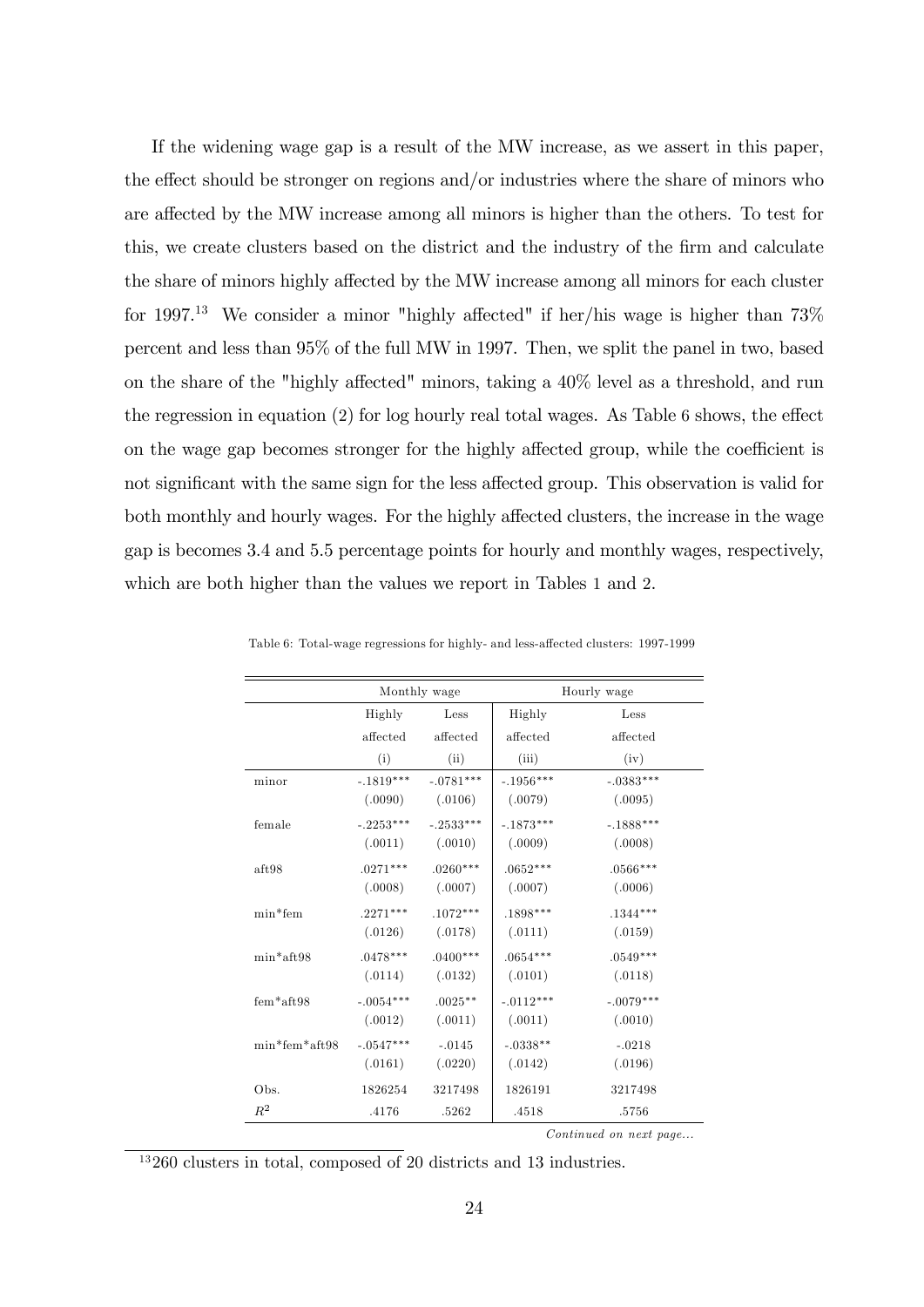If the widening wage gap is a result of the MW increase, as we assert in this paper, the effect should be stronger on regions and/or industries where the share of minors who are affected by the MW increase among all minors is higher than the others. To test for this, we create clusters based on the district and the industry of the firm and calculate the share of minors highly affected by the MW increase among all minors for each cluster for 1997.[13] We consider a minor "highly affected" if her/his wage is higher than 73% percent and less than 95% of the full MW in 1997. Then, we split the panel in two, based on the share of the "highly affected" minors, taking a 40% level as a threshold, and run the regression in equation (2) for log hourly real total wages. As Table 6 shows, the effect on the wage gap becomes stronger for the highly affected group, while the coefficient is not significant with the same sign for the less affected group. This observation is valid for both monthly and hourly wages. For the highly affected clusters, the increase in the wage gap is becomes 3.4 and 5.5 percentage points for hourly and monthly wages, respectively, which are both higher than the values we report in Tables 1 and 2.

Table 6: Total-wage regressions for highly- and less-affected clusters: 1997-1999

| | Monthly wage | | Hourly wage | |
|---|---|---|---|---|
| | Highly affected | Less affected | Highly affected | Less affected |
| | (i) | (ii) | (iii) | (iv) |
| minor | -.1819*** | -.0781*** | -.1956*** | -.0383*** |
| | (.0090) | (.0106) | (.0079) | (.0095) |
| female | -.2253*** | -.2533*** | -.1873*** | -.1888*** |
| | (.0011) | (.0010) | (.0009) | (.0008) |
| aft98 | .0271*** | .0260*** | .0652*** | .0566*** |
| | (.0008) | (.0007) | (.0007) | (.0006) |
| min*fem | .2271*** | .1072*** | .1898*** | .1344*** |
| | (.0126) | (.0178) | (.0111) | (.0159) |
| min*aft98 | .0478*** | .0400*** | .0654*** | .0549*** |
| | (.0114) | (.0132) | (.0101) | (.0118) |
| fem*aft98 | -.0054*** | .0025** | -.0112*** | -.0079*** |
| | (.0012) | (.0011) | (.0011) | (.0010) |
| min*fem*aft98 | -.0547*** | -.0145 | -.0338** | -.0218 |
| | (.0161) | (.0220) | (.0142) | (.0196) |
| Obs. | 1826254 | 3217498 | 1826191 | 3217498 |
| $R^2$ | .4176 | .5262 | .4518 | .5756 |

*Continued on next page...*

[13] 260 clusters in total, composed of 20 districts and 13 industries.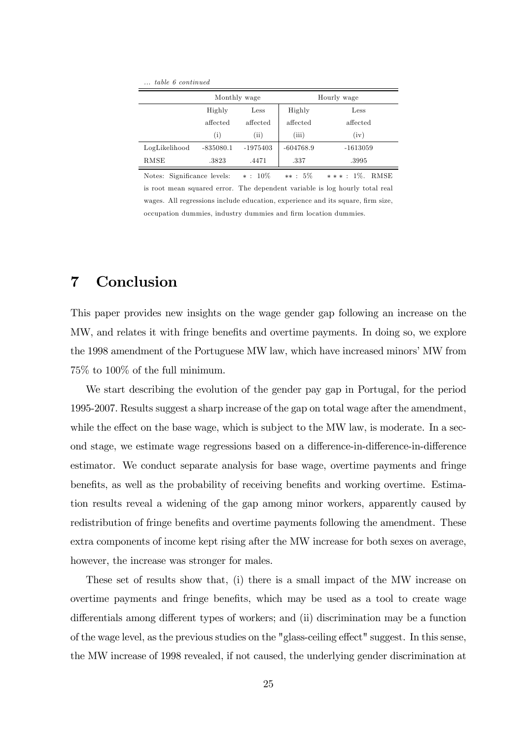*... table 6 continued*

| | Monthly wage | | Hourly wage | |
|---|---|---|---|---|
| | Highly affected | Less affected | Highly affected | Less affected |
| | (i) | (ii) | (iii) | (iv) |
| LogLikelihood | -835080.1 | -1975403 | -604768.9 | -1613059 |
| RMSE | .3823 | .4471 | .337 | .3995 |

Notes: Significance levels: $*$ : 10% $**$ : 5% $***$ : 1%. RMSE is root mean squared error. The dependent variable is log hourly total real wages. All regressions include education, experience and its square, firm size, occupation dummies, industry dummies and firm location dummies.

# 7 Conclusion

This paper provides new insights on the wage gender gap following an increase on the MW, and relates it with fringe benefits and overtime payments. In doing so, we explore the 1998 amendment of the Portuguese MW law, which have increased minors' MW from 75% to 100% of the full minimum.

We start describing the evolution of the gender pay gap in Portugal, for the period 1995-2007. Results suggest a sharp increase of the gap on total wage after the amendment, while the effect on the base wage, which is subject to the MW law, is moderate. In a second stage, we estimate wage regressions based on a difference-in-difference-in-difference estimator. We conduct separate analysis for base wage, overtime payments and fringe benefits, as well as the probability of receiving benefits and working overtime. Estimation results reveal a widening of the gap among minor workers, apparently caused by redistribution of fringe benefits and overtime payments following the amendment. These extra components of income kept rising after the MW increase for both sexes on average, however, the increase was stronger for males.

These set of results show that, (i) there is a small impact of the MW increase on overtime payments and fringe benefits, which may be used as a tool to create wage differentials among different types of workers; and (ii) discrimination may be a function of the wage level, as the previous studies on the "glass-ceiling effect" suggest. In this sense, the MW increase of 1998 revealed, if not caused, the underlying gender discrimination at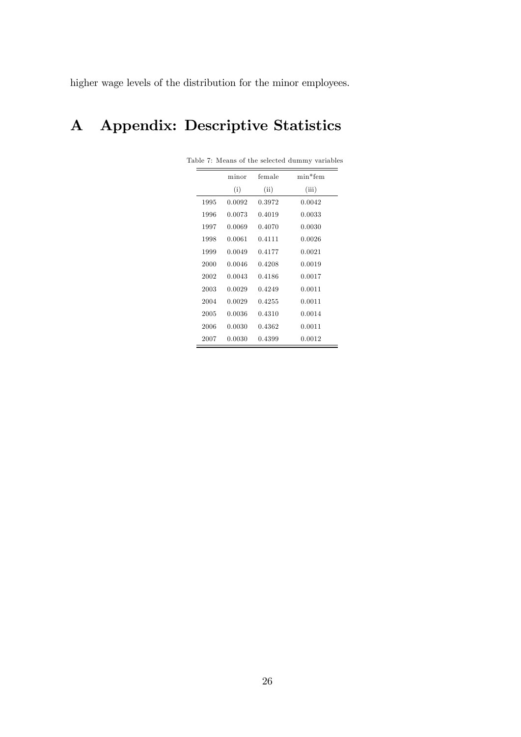higher wage levels of the distribution for the minor employees.

# A Appendix: Descriptive Statistics

Table 7: Means of the selected dummy variables

| | minor | female | min*fem |
|---|---|---|---|
| | (i) | (ii) | (iii) |
| 1995 | 0.0092 | 0.3972 | 0.0042 |
| 1996 | 0.0073 | 0.4019 | 0.0033 |
| 1997 | 0.0069 | 0.4070 | 0.0030 |
| 1998 | 0.0061 | 0.4111 | 0.0026 |
| 1999 | 0.0049 | 0.4177 | 0.0021 |
| 2000 | 0.0046 | 0.4208 | 0.0019 |
| 2002 | 0.0043 | 0.4186 | 0.0017 |
| 2003 | 0.0029 | 0.4249 | 0.0011 |
| 2004 | 0.0029 | 0.4255 | 0.0011 |
| 2005 | 0.0036 | 0.4310 | 0.0014 |
| 2006 | 0.0030 | 0.4362 | 0.0011 |
| 2007 | 0.0030 | 0.4399 | 0.0012 |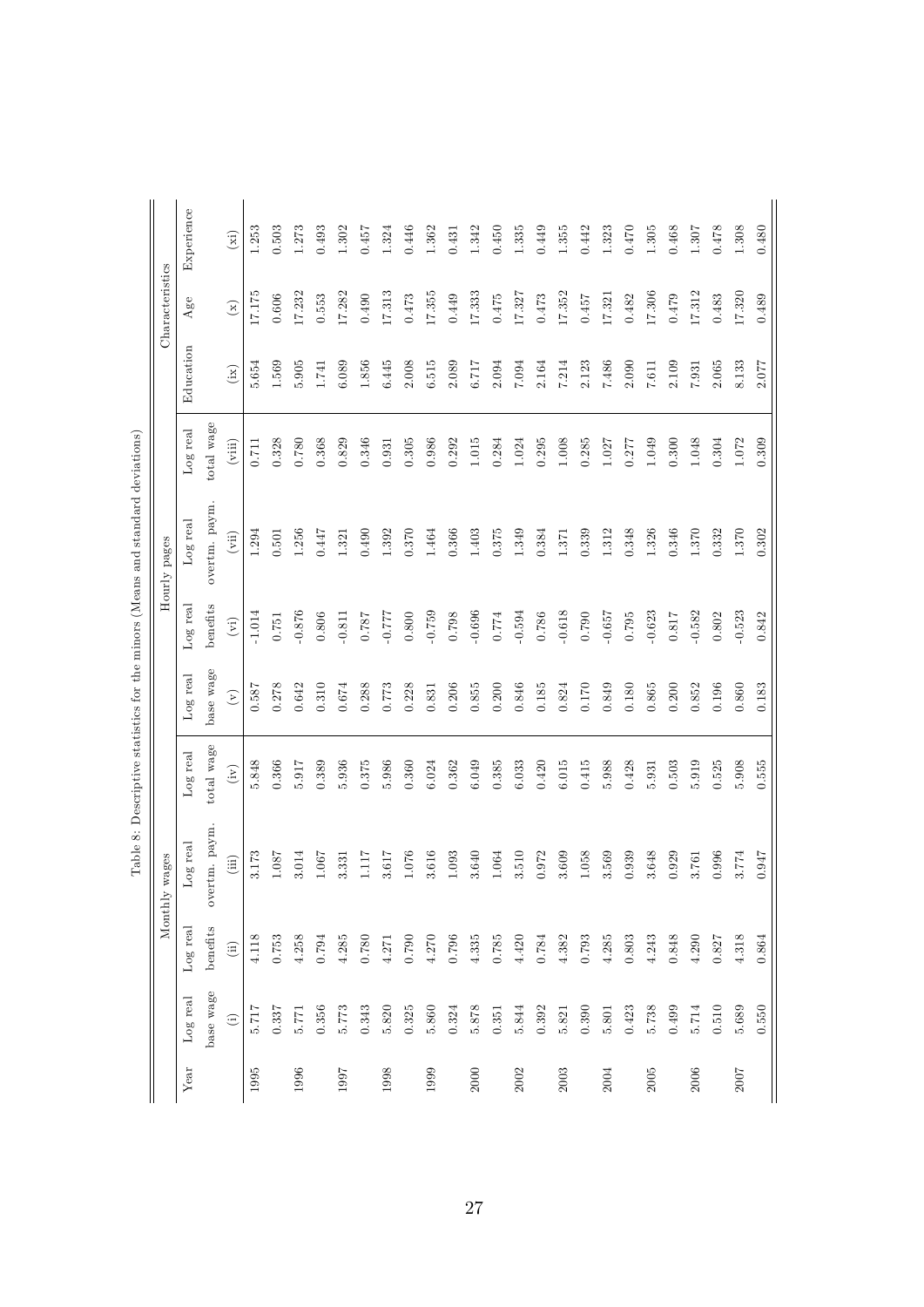Table 8: Descriptive statistics for the minors (Means and standard deviations)

| Year | Monthly wages | | | | Hourly pages | | | | Characteristics | | |
|---|---|---|---|---|---|---|---|---|---|---|---|
| | Log real base wage | Log real benefits | Log real overtm. paym. | Log real total wage | Log real base wage | Log real benefits | Log real overtm. paym. | Log real total wage | Education | Age | Experience |
| | (i) | (ii) | (iii) | (iv) | (v) | (vi) | (vii) | (viii) | (ix) | (x) | (xi) |
| 1995 | 5.717 | 4.118 | 3.173 | 5.848 | 0.587 | -1.014 | 1.294 | 0.711 | 5.654 | 17.175 | 1.253 |
| | 0.337 | 0.753 | 1.087 | 0.366 | 0.278 | 0.751 | 0.501 | 0.328 | 1.569 | 0.606 | 0.503 |
| 1996 | 5.771 | 4.258 | 3.014 | 5.917 | 0.642 | -0.876 | 1.256 | 0.780 | 5.905 | 17.232 | 1.273 |
| | 0.356 | 0.794 | 1.067 | 0.389 | 0.310 | 0.806 | 0.447 | 0.368 | 1.741 | 0.553 | 0.493 |
| 1997 | 5.773 | 4.285 | 3.331 | 5.936 | 0.674 | -0.811 | 1.321 | 0.829 | 6.089 | 17.282 | 1.302 |
| | 0.343 | 0.780 | 1.117 | 0.375 | 0.288 | 0.787 | 0.490 | 0.346 | 1.856 | 0.490 | 0.457 |
| 1998 | 5.820 | 4.271 | 3.617 | 5.986 | 0.773 | -0.777 | 1.392 | 0.931 | 6.445 | 17.313 | 1.324 |
| | 0.325 | 0.790 | 1.076 | 0.360 | 0.228 | 0.800 | 0.370 | 0.305 | 2.008 | 0.473 | 0.446 |
| 1999 | 5.860 | 4.270 | 3.616 | 6.024 | 0.831 | -0.759 | 1.464 | 0.986 | 6.515 | 17.355 | 1.362 |
| | 0.324 | 0.796 | 1.093 | 0.362 | 0.206 | 0.798 | 0.366 | 0.292 | 2.089 | 0.449 | 0.431 |
| 2000 | 5.878 | 4.335 | 3.640 | 6.049 | 0.855 | -0.696 | 1.403 | 1.015 | 6.717 | 17.333 | 1.342 |
| | 0.351 | 0.785 | 1.064 | 0.385 | 0.200 | 0.774 | 0.375 | 0.284 | 2.094 | 0.475 | 0.450 |
| 2002 | 5.844 | 4.420 | 3.510 | 6.033 | 0.846 | -0.594 | 1.349 | 1.024 | 7.094 | 17.327 | 1.335 |
| | 0.392 | 0.784 | 0.972 | 0.420 | 0.185 | 0.786 | 0.384 | 0.295 | 2.164 | 0.473 | 0.449 |
| 2003 | 5.821 | 4.382 | 3.609 | 6.015 | 0.824 | -0.618 | 1.371 | 1.008 | 7.214 | 17.352 | 1.355 |
| | 0.390 | 0.793 | 1.058 | 0.415 | 0.170 | 0.790 | 0.339 | 0.285 | 2.123 | 0.457 | 0.442 |
| 2004 | 5.801 | 4.285 | 3.569 | 5.988 | 0.849 | -0.657 | 1.312 | 1.027 | 7.486 | 17.321 | 1.323 |
| | 0.423 | 0.803 | 0.939 | 0.428 | 0.180 | 0.795 | 0.348 | 0.277 | 2.090 | 0.482 | 0.470 |
| 2005 | 5.738 | 4.243 | 3.648 | 5.931 | 0.865 | -0.623 | 1.326 | 1.049 | 7.611 | 17.306 | 1.305 |
| | 0.499 | 0.848 | 0.929 | 0.503 | 0.200 | 0.817 | 0.346 | 0.300 | 2.109 | 0.479 | 0.468 |
| 2006 | 5.714 | 4.290 | 3.761 | 5.919 | 0.852 | -0.582 | 1.370 | 1.048 | 7.931 | 17.312 | 1.307 |
| | 0.510 | 0.827 | 0.996 | 0.525 | 0.196 | 0.802 | 0.332 | 0.304 | 2.065 | 0.483 | 0.478 |
| 2007 | 5.689 | 4.318 | 3.774 | 5.908 | 0.860 | -0.523 | 1.370 | 1.072 | 8.133 | 17.320 | 1.308 |
| | 0.550 | 0.864 | 0.947 | 0.555 | 0.183 | 0.842 | 0.302 | 0.309 | 2.077 | 0.489 | 0.480 |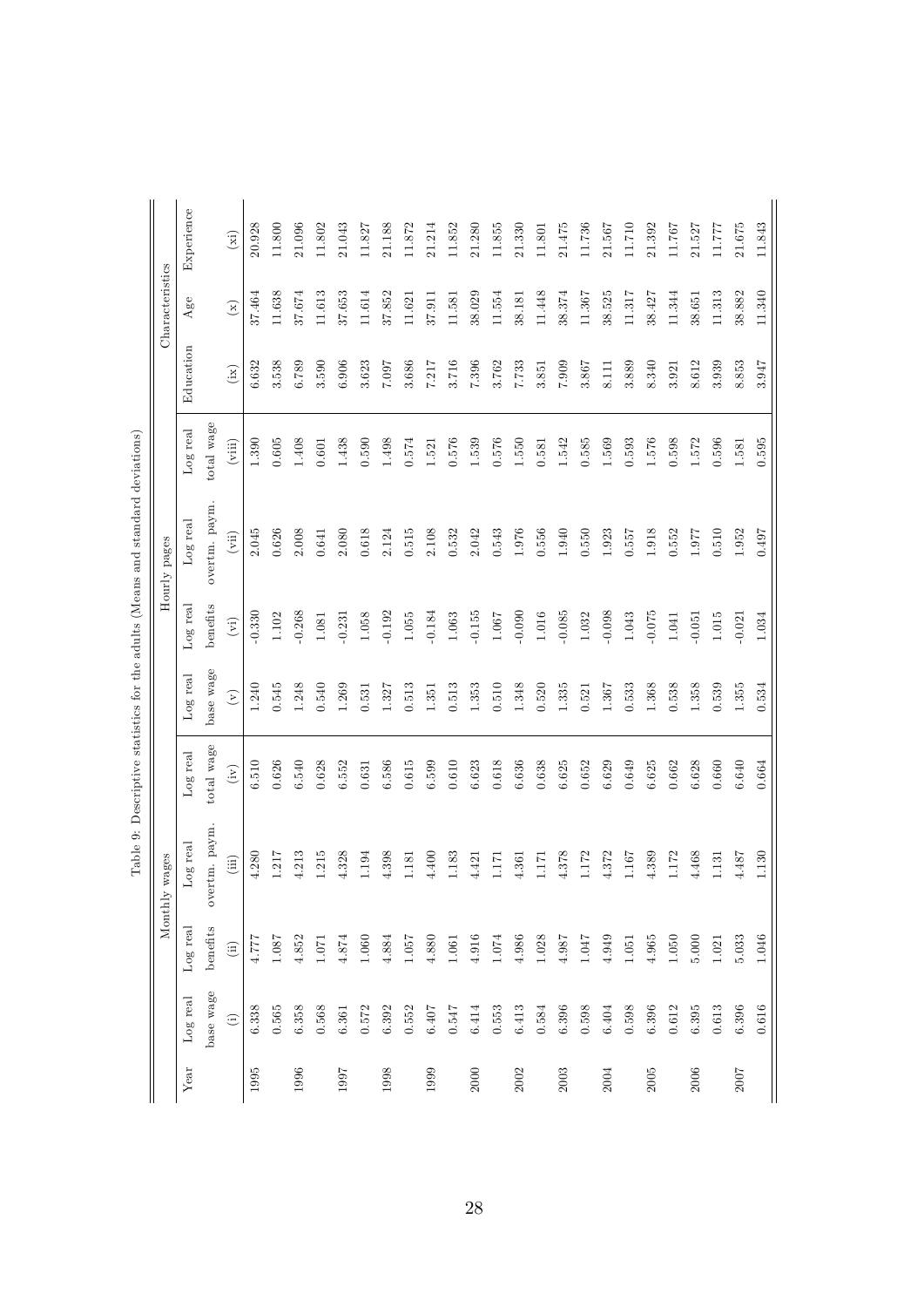Table 9: Descriptive statistics for the adults (Means and standard deviations)

| Year | Monthly wages | | | | Hourly pages | | | | Characteristics | | |
|---|---|---|---|---|---|---|---|---|---|---|---|
| | Log real base wage | Log real benefits | Log real overtm. paym. | Log real total wage | Log real base wage | Log real benefits | Log real overtm. paym. | Log real total wage | Education | Age | Experience |
| | (i) | (ii) | (iii) | (iv) | (v) | (vi) | (vii) | (viii) | (ix) | (x) | (xi) |
| 1995 | 6.338 | 4.777 | 4.280 | 6.510 | 1.240 | -0.330 | 2.045 | 1.390 | 6.632 | 37.464 | 20.928 |
| | 0.565 | 1.087 | 1.217 | 0.626 | 0.545 | 1.102 | 0.626 | 0.605 | 3.538 | 11.638 | 11.800 |
| 1996 | 6.358 | 4.852 | 4.213 | 6.540 | 1.248 | -0.268 | 2.008 | 1.408 | 6.789 | 37.674 | 21.096 |
| | 0.568 | 1.071 | 1.215 | 0.628 | 0.540 | 1.081 | 0.641 | 0.601 | 3.590 | 11.613 | 11.802 |
| 1997 | 6.361 | 4.874 | 4.328 | 6.552 | 1.269 | -0.231 | 2.080 | 1.438 | 6.906 | 37.653 | 21.043 |
| | 0.572 | 1.060 | 1.194 | 0.631 | 0.531 | 1.058 | 0.618 | 0.590 | 3.623 | 11.614 | 11.827 |
| 1998 | 6.392 | 4.884 | 4.398 | 6.586 | 1.327 | -0.192 | 2.124 | 1.498 | 7.097 | 37.852 | 21.188 |
| | 0.552 | 1.057 | 1.181 | 0.615 | 0.513 | 1.055 | 0.515 | 0.574 | 3.686 | 11.621 | 11.872 |
| 1999 | 6.407 | 4.880 | 4.400 | 6.599 | 1.351 | -0.184 | 2.108 | 1.521 | 7.217 | 37.911 | 21.214 |
| | 0.547 | 1.061 | 1.183 | 0.610 | 0.513 | 1.063 | 0.532 | 0.576 | 3.716 | 11.581 | 11.852 |
| 2000 | 6.414 | 4.916 | 4.421 | 6.623 | 1.353 | -0.155 | 2.042 | 1.539 | 7.396 | 38.029 | 21.280 |
| | 0.553 | 1.074 | 1.171 | 0.618 | 0.510 | 1.067 | 0.543 | 0.576 | 3.762 | 11.554 | 11.855 |
| 2002 | 6.413 | 4.986 | 4.361 | 6.636 | 1.348 | -0.090 | 1.976 | 1.550 | 7.733 | 38.181 | 21.330 |
| | 0.584 | 1.028 | 1.171 | 0.638 | 0.520 | 1.016 | 0.556 | 0.581 | 3.851 | 11.448 | 11.801 |
| 2003 | 6.396 | 4.987 | 4.378 | 6.625 | 1.335 | -0.085 | 1.940 | 1.542 | 7.909 | 38.374 | 21.475 |
| | 0.598 | 1.047 | 1.172 | 0.652 | 0.521 | 1.032 | 0.550 | 0.585 | 3.867 | 11.367 | 11.736 |
| 2004 | 6.404 | 4.949 | 4.372 | 6.629 | 1.367 | -0.098 | 1.923 | 1.569 | 8.111 | 38.525 | 21.567 |
| | 0.598 | 1.051 | 1.167 | 0.649 | 0.533 | 1.043 | 0.557 | 0.593 | 3.889 | 11.317 | 11.710 |
| 2005 | 6.396 | 4.965 | 4.389 | 6.625 | 1.368 | -0.075 | 1.918 | 1.576 | 8.340 | 38.427 | 21.392 |
| | 0.612 | 1.050 | 1.172 | 0.662 | 0.538 | 1.041 | 0.552 | 0.598 | 3.921 | 11.344 | 11.767 |
| 2006 | 6.395 | 5.000 | 4.468 | 6.628 | 1.358 | -0.051 | 1.977 | 1.572 | 8.612 | 38.651 | 21.527 |
| | 0.613 | 1.021 | 1.131 | 0.660 | 0.539 | 1.015 | 0.510 | 0.596 | 3.939 | 11.313 | 11.777 |
| 2007 | 6.396 | 5.033 | 4.487 | 6.640 | 1.355 | -0.021 | 1.952 | 1.581 | 8.853 | 38.882 | 21.675 |
| | 0.616 | 1.046 | 1.130 | 0.664 | 0.534 | 1.034 | 0.497 | 0.595 | 3.947 | 11.340 | 11.843 |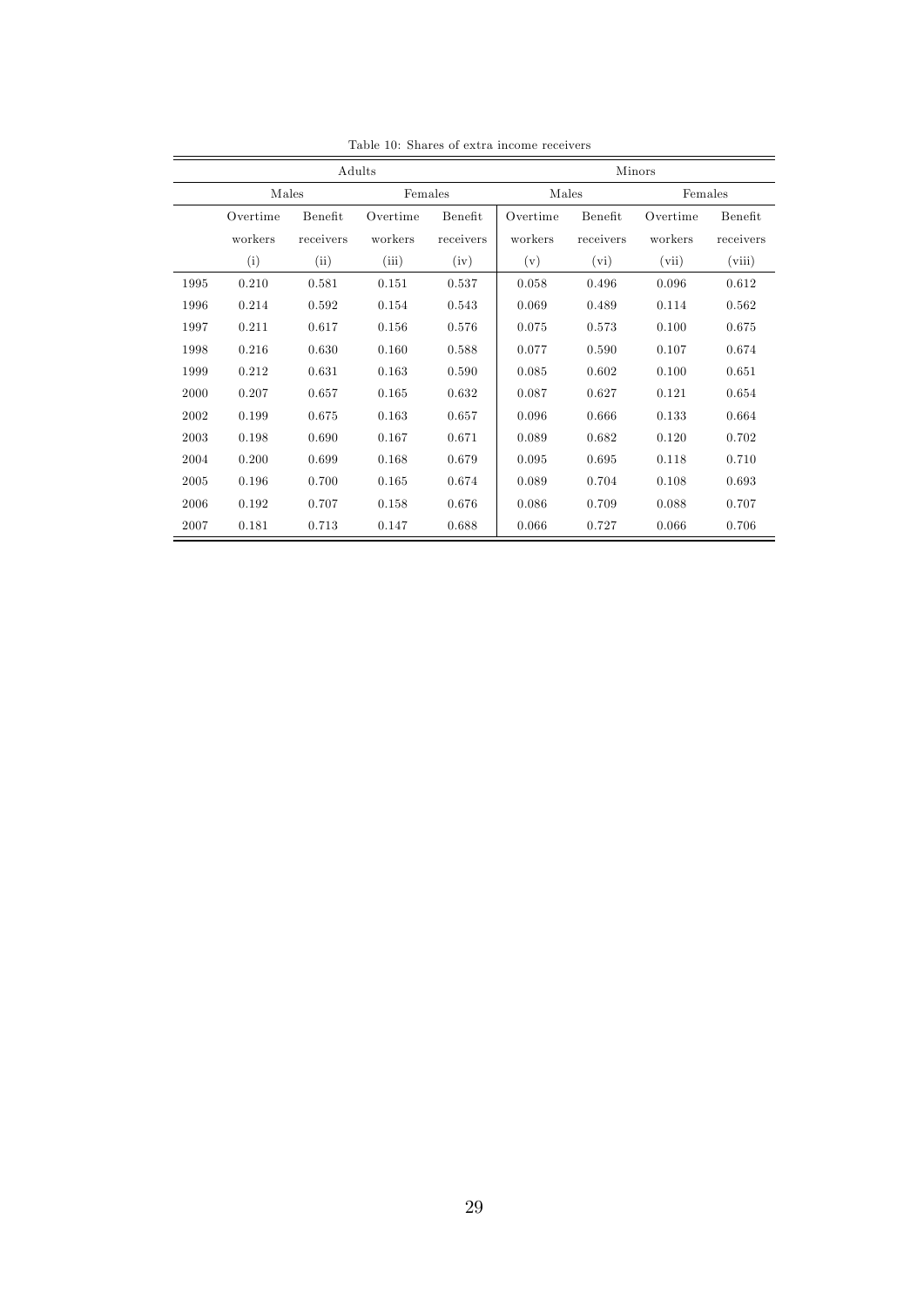Table 10: Shares of extra income receivers

| | Adults | | | | Minors | | | |
|---|---|---|---|---|---|---|---|---|
| | Males | | Females | | Males | | Females | |
| | Overtime workers | Benefit receivers | Overtime workers | Benefit receivers | Overtime workers | Benefit receivers | Overtime workers | Benefit receivers |
| | (i) | (ii) | (iii) | (iv) | (v) | (vi) | (vii) | (viii) |
| 1995 | 0.210 | 0.581 | 0.151 | 0.537 | 0.058 | 0.496 | 0.096 | 0.612 |
| 1996 | 0.214 | 0.592 | 0.154 | 0.543 | 0.069 | 0.489 | 0.114 | 0.562 |
| 1997 | 0.211 | 0.617 | 0.156 | 0.576 | 0.075 | 0.573 | 0.100 | 0.675 |
| 1998 | 0.216 | 0.630 | 0.160 | 0.588 | 0.077 | 0.590 | 0.107 | 0.674 |
| 1999 | 0.212 | 0.631 | 0.163 | 0.590 | 0.085 | 0.602 | 0.100 | 0.651 |
| 2000 | 0.207 | 0.657 | 0.165 | 0.632 | 0.087 | 0.627 | 0.121 | 0.654 |
| 2002 | 0.199 | 0.675 | 0.163 | 0.657 | 0.096 | 0.666 | 0.133 | 0.664 |
| 2003 | 0.198 | 0.690 | 0.167 | 0.671 | 0.089 | 0.682 | 0.120 | 0.702 |
| 2004 | 0.200 | 0.699 | 0.168 | 0.679 | 0.095 | 0.695 | 0.118 | 0.710 |
| 2005 | 0.196 | 0.700 | 0.165 | 0.674 | 0.089 | 0.704 | 0.108 | 0.693 |
| 2006 | 0.192 | 0.707 | 0.158 | 0.676 | 0.086 | 0.709 | 0.088 | 0.707 |
| 2007 | 0.181 | 0.713 | 0.147 | 0.688 | 0.066 | 0.727 | 0.066 | 0.706 |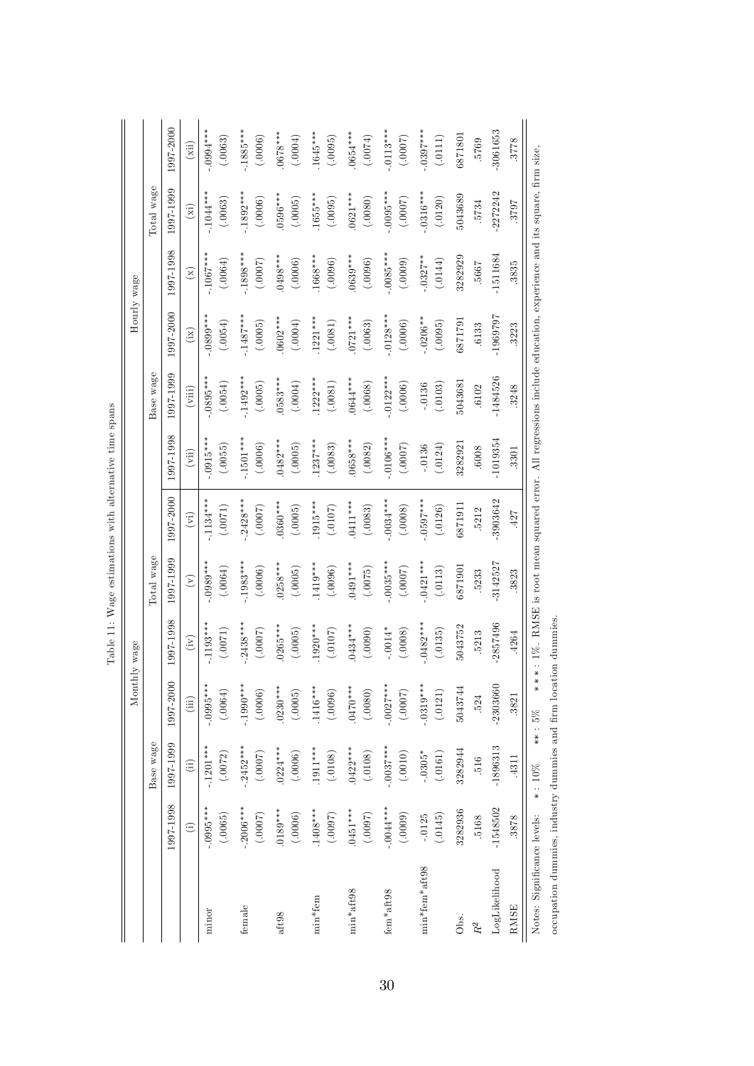Table 11: Wage estimations with alternative time spans

| | Monthly wage | | | | | | Hourly wage | | | | | |
|---|---|---|---|---|---|---|---|---|---|---|---|---|
| | Base wage | | | Total wage | | | Base wage | | | Total wage | | |
| | 1997-1998 | 1997-1999 | 1997-2000 | 1997-1998 | 1997-1999 | 1997-2000 | 1997-1998 | 1997-1999 | 1997-2000 | 1997-1998 | 1997-1999 | 1997-2000 |
| | (i) | (ii) | (iii) | (iv) | (v) | (vi) | (vii) | (viii) | (ix) | (x) | (xi) | (xii) |
| minor | -.0995*** | -.1201*** | -.0995*** | -.1193*** | -.0989*** | -.1134*** | -.0915*** | -.0895*** | -.0899*** | -.1067*** | -.1044*** | -.0994*** |
| | (.0065) | (.0072) | (.0064) | (.0071) | (.0064) | (.0071) | (.0055) | (.0054) | (.0054) | (.0064) | (.0063) | (.0063) |
| female | -.2006*** | -.2452*** | -.1990*** | -.2438*** | -.1983*** | -.2428*** | -.1501*** | -.1492*** | -.1487*** | -.1898*** | -.1892*** | -.1885*** |
| | (.0007) | (.0007) | (.0006) | (.0007) | (.0006) | (.0007) | (.0006) | (.0005) | (.0005) | (.0007) | (.0006) | (.0006) |
| aft98 | .0189*** | .0224*** | .0230*** | .0265*** | .0258*** | .0360*** | .0482*** | .0583*** | .0602*** | .0498*** | .0596*** | .0678*** |
| | (.0006) | (.0006) | (.0005) | (.0005) | (.0005) | (.0005) | (.0005) | (.0004) | (.0004) | (.0006) | (.0005) | (.0004) |
| min*fem | .1408*** | .1911*** | .1416*** | .1920*** | .1419*** | .1915*** | .1237*** | .1222*** | .1221*** | .1668*** | .1655*** | .1645*** |
| | (.0097) | (.0108) | (.0096) | (.0107) | (.0096) | (.0107) | (.0083) | (.0081) | (.0081) | (.0096) | (.0095) | (.0095) |
| min*aft98 | .0451*** | .0422*** | .0470*** | .0434*** | .0491*** | .0411*** | .0658*** | .0644*** | .0721*** | .0639*** | .0621*** | .0654*** |
| | (.0097) | (.0108) | (.0080) | (.0090) | (.0075) | (.0083) | (.0082) | (.0068) | (.0063) | (.0096) | (.0080) | (.0074) |
| fem*aft98 | -.0044*** | -.0037*** | -.0027*** | -.0014* | -.0035*** | -.0034*** | -.0106*** | -.0122*** | -.0128*** | -.0085*** | -.0095*** | -.0113*** |
| | (.0009) | (.0010) | (.0007) | (.0008) | (.0007) | (.0008) | (.0007) | (.0006) | (.0006) | (.0009) | (.0007) | (.0007) |
| min*fem*aft98 | -.0125 | -.0305* | -.0319*** | -.0482*** | -.0421*** | -.0597*** | -.0136 | -.0136 | -.0206** | -.0327** | -.0316*** | -.0397*** |
| | (.0145) | (.0161) | (.0121) | (.0135) | (.0113) | (.0126) | (.0124) | (.0103) | (.0095) | (.0144) | (.0120) | (.0111) |
| Obs. | 3282936 | 3282944 | 5043744 | 5043752 | 6871901 | 6871911 | 3282921 | 5043681 | 6871791 | 3282929 | 5043689 | 6871801 |
| $R^2$ | .5168 | .516 | .524 | .5213 | .5233 | .5212 | .6008 | .6102 | .6133 | .5667 | .5734 | .5769 |
| LogLikelihood | -1548502 | -1896313 | -2303660 | -2857496 | -3142527 | -3903642 | -1019354 | -1484526 | -1969797 | -1511684 | -2272242 | -3061653 |
| RMSE | .3878 | .4311 | .3821 | .4264 | .3823 | .427 | .3301 | .3248 | .3223 | .3835 | .3797 | .3778 |

Notes: Significance levels: * : 10% ** : 5% *** : 1%. RMSE is root mean squared error. All regressions include education, experience and its square, firm size, occupation dummies, industry dummies and firm location dummies.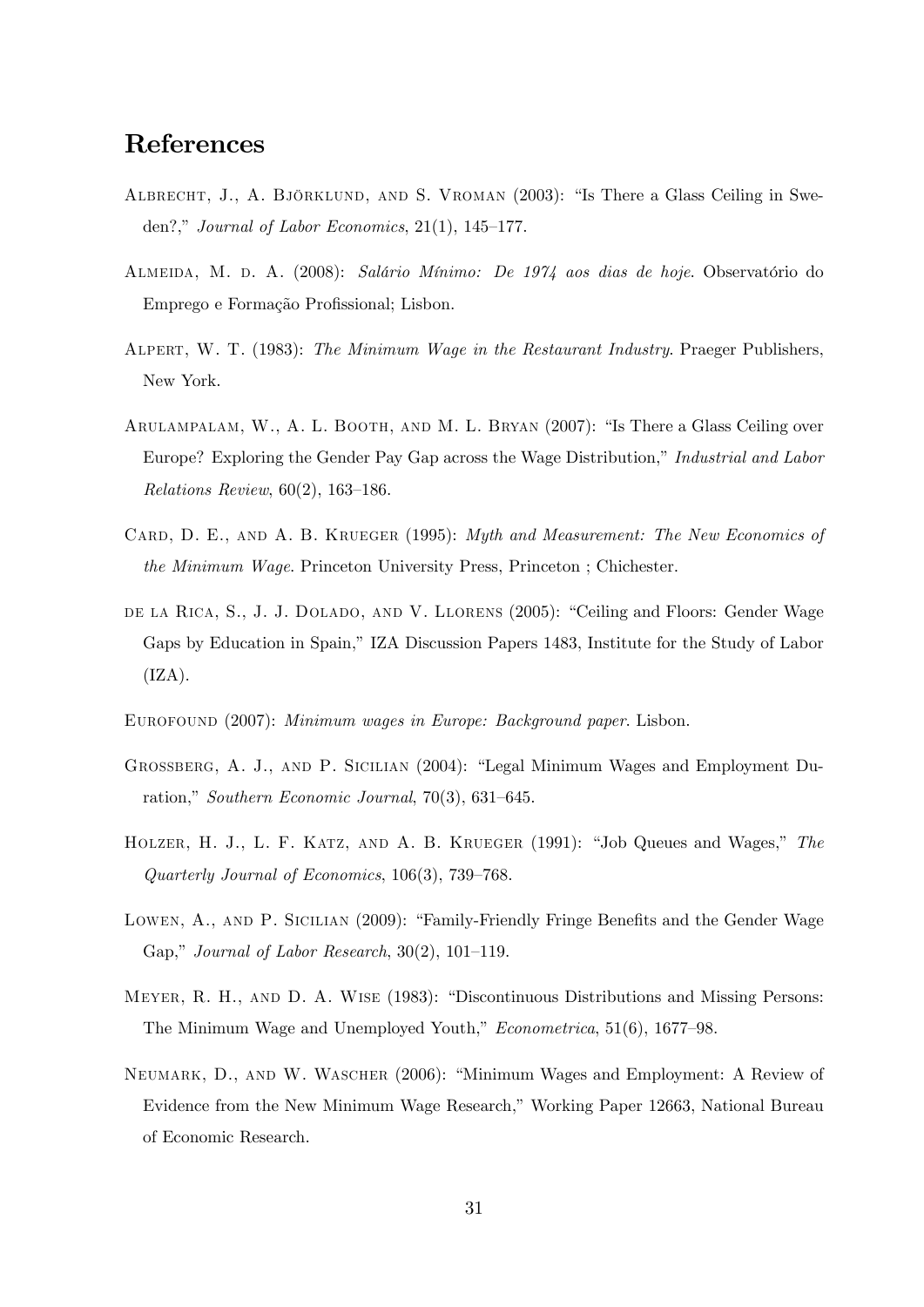# References

Albrecht, J., A. Björklund, and S. Vroman (2003): "Is There a Glass Ceiling in Sweden?," *Journal of Labor Economics*, 21(1), 145–177.

Almeida, M. d. A. (2008): *Salário Mínimo: De 1974 aos dias de hoje*. Observatório do Emprego e Formação Profissional; Lisbon.

Alpert, W. T. (1983): *The Minimum Wage in the Restaurant Industry*. Praeger Publishers, New York.

Arulampalam, W., A. L. Booth, and M. L. Bryan (2007): "Is There a Glass Ceiling over Europe? Exploring the Gender Pay Gap across the Wage Distribution," *Industrial and Labor Relations Review*, 60(2), 163–186.

Card, D. E., and A. B. Krueger (1995): *Myth and Measurement: The New Economics of the Minimum Wage*. Princeton University Press, Princeton ; Chichester.

de la Rica, S., J. J. Dolado, and V. Llorens (2005): "Ceiling and Floors: Gender Wage Gaps by Education in Spain," IZA Discussion Papers 1483, Institute for the Study of Labor (IZA).

Eurofound (2007): *Minimum wages in Europe: Background paper*. Lisbon.

Grossberg, A. J., and P. Sicilian (2004): "Legal Minimum Wages and Employment Duration," *Southern Economic Journal*, 70(3), 631–645.

Holzer, H. J., L. F. Katz, and A. B. Krueger (1991): "Job Queues and Wages," *The Quarterly Journal of Economics*, 106(3), 739–768.

Lowen, A., and P. Sicilian (2009): "Family-Friendly Fringe Benefits and the Gender Wage Gap," *Journal of Labor Research*, 30(2), 101–119.

Meyer, R. H., and D. A. Wise (1983): "Discontinuous Distributions and Missing Persons: The Minimum Wage and Unemployed Youth," *Econometrica*, 51(6), 1677–98.

Neumark, D., and W. Wascher (2006): "Minimum Wages and Employment: A Review of Evidence from the New Minimum Wage Research," Working Paper 12663, National Bureau of Economic Research.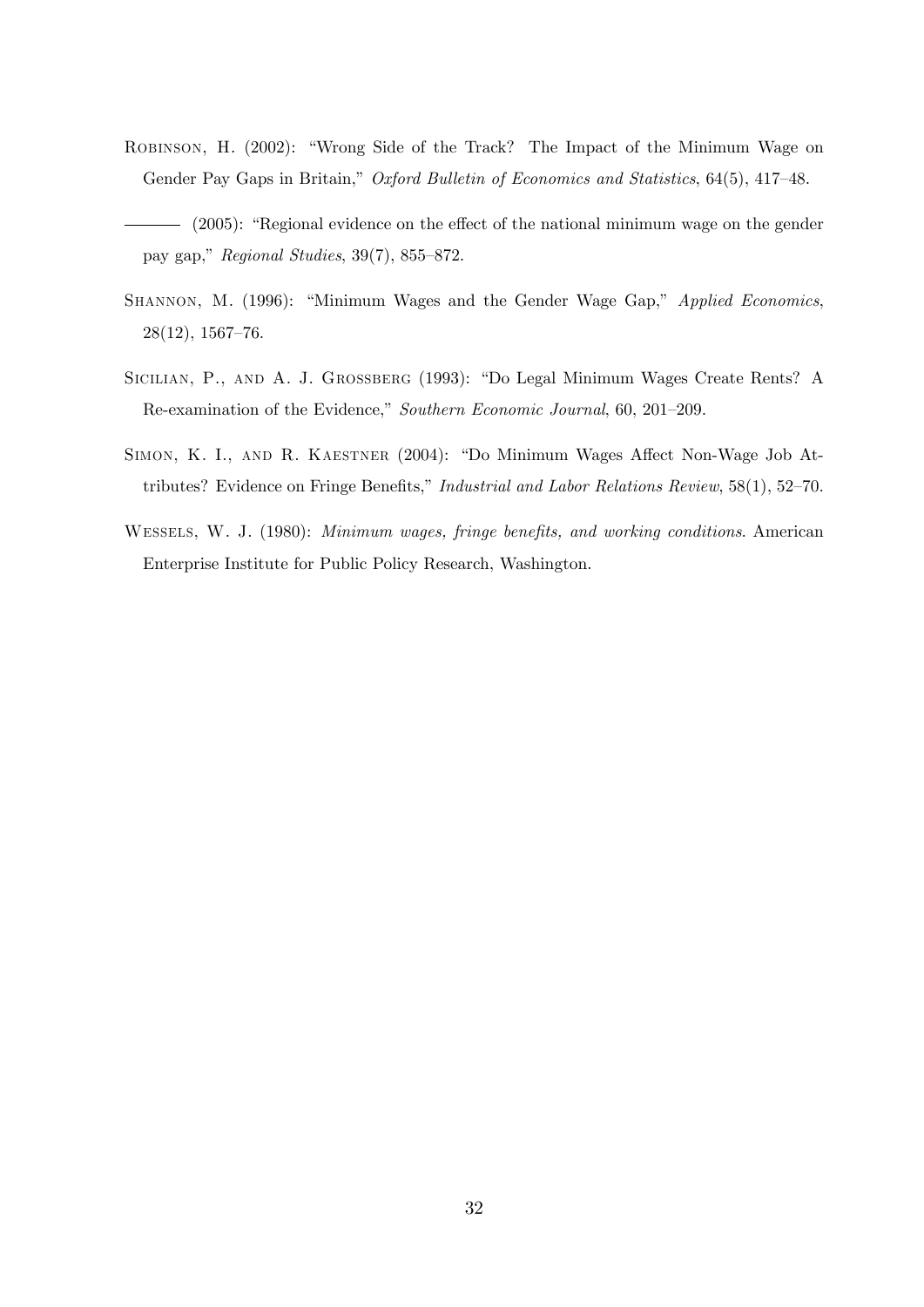Robinson, H. (2002): "Wrong Side of the Track? The Impact of the Minimum Wage on Gender Pay Gaps in Britain," *Oxford Bulletin of Economics and Statistics*, 64(5), 417–48.

——— (2005): "Regional evidence on the effect of the national minimum wage on the gender pay gap," *Regional Studies*, 39(7), 855–872.

Shannon, M. (1996): "Minimum Wages and the Gender Wage Gap," *Applied Economics*, 28(12), 1567–76.

Sicilian, P., and A. J. Grossberg (1993): "Do Legal Minimum Wages Create Rents? A Re-examination of the Evidence," *Southern Economic Journal*, 60, 201–209.

Simon, K. I., and R. Kaestner (2004): "Do Minimum Wages Affect Non-Wage Job Attributes? Evidence on Fringe Benefits," *Industrial and Labor Relations Review*, 58(1), 52–70.

Wessels, W. J. (1980): *Minimum wages, fringe benefits, and working conditions*. American Enterprise Institute for Public Policy Research, Washington.